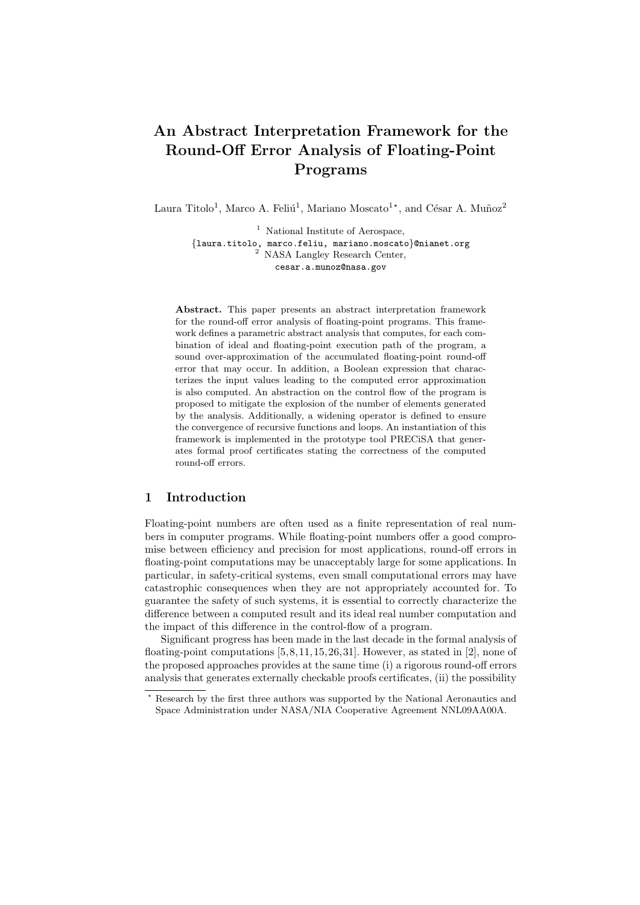# An Abstract Interpretation Framework for the Round-Off Error Analysis of Floating-Point Programs

Laura Titolo[1], Marco A. Feliú[1], Mariano Moscato[1]*, and César A. Muñoz[2]

[1] National Institute of Aerospace,
{laura.titolo, marco.feliu, mariano.moscato}@nianet.org
[2] NASA Langley Research Center,
cesar.a.munoz@nasa.gov

**Abstract.** This paper presents an abstract interpretation framework for the round-off error analysis of floating-point programs. This framework defines a parametric abstract analysis that computes, for each combination of ideal and floating-point execution path of the program, a sound over-approximation of the accumulated floating-point round-off error that may occur. In addition, a Boolean expression that characterizes the input values leading to the computed error approximation is also computed. An abstraction on the control flow of the program is proposed to mitigate the explosion of the number of elements generated by the analysis. Additionally, a widening operator is defined to ensure the convergence of recursive functions and loops. An instantiation of this framework is implemented in the prototype tool PRECiSA that generates formal proof certificates stating the correctness of the computed round-off errors.

## 1 Introduction

Floating-point numbers are often used as a finite representation of real numbers in computer programs. While floating-point numbers offer a good compromise between efficiency and precision for most applications, round-off errors in floating-point computations may be unacceptably large for some applications. In particular, in safety-critical systems, even small computational errors may have catastrophic consequences when they are not appropriately accounted for. To guarantee the safety of such systems, it is essential to correctly characterize the difference between a computed result and its ideal real number computation and the impact of this difference in the control-flow of a program.

Significant progress has been made in the last decade in the formal analysis of floating-point computations [5,8,11,15,26,31]. However, as stated in [2], none of the proposed approaches provides at the same time (i) a rigorous round-off errors analysis that generates externally checkable proofs certificates, (ii) the possibility

* Research by the first three authors was supported by the National Aeronautics and Space Administration under NASA/NIA Cooperative Agreement NNL09AA00A.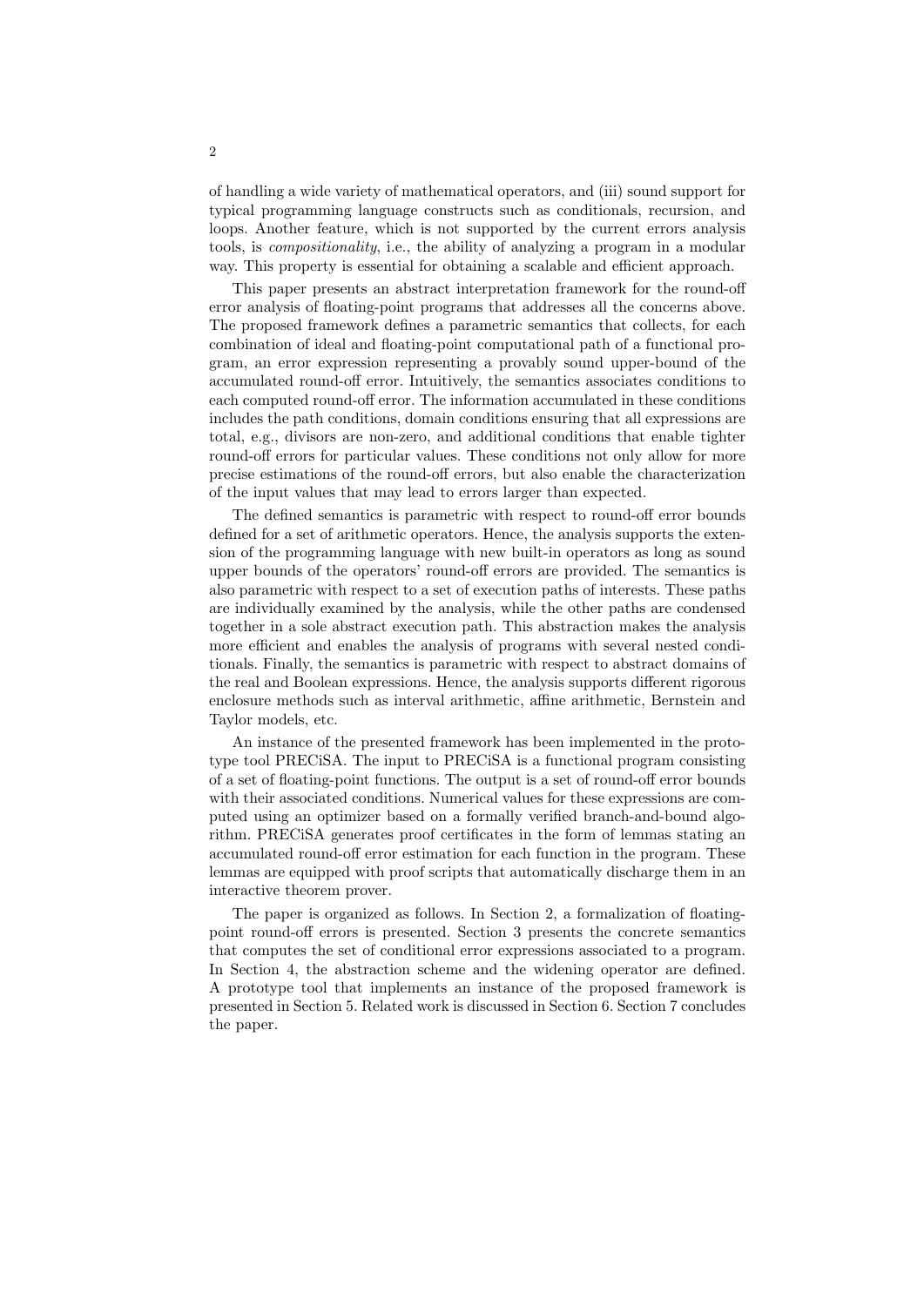of handling a wide variety of mathematical operators, and (iii) sound support for typical programming language constructs such as conditionals, recursion, and loops. Another feature, which is not supported by the current errors analysis tools, is *compositionality*, i.e., the ability of analyzing a program in a modular way. This property is essential for obtaining a scalable and efficient approach.

This paper presents an abstract interpretation framework for the round-off error analysis of floating-point programs that addresses all the concerns above. The proposed framework defines a parametric semantics that collects, for each combination of ideal and floating-point computational path of a functional program, an error expression representing a provably sound upper-bound of the accumulated round-off error. Intuitively, the semantics associates conditions to each computed round-off error. The information accumulated in these conditions includes the path conditions, domain conditions ensuring that all expressions are total, e.g., divisors are non-zero, and additional conditions that enable tighter round-off errors for particular values. These conditions not only allow for more precise estimations of the round-off errors, but also enable the characterization of the input values that may lead to errors larger than expected.

The defined semantics is parametric with respect to round-off error bounds defined for a set of arithmetic operators. Hence, the analysis supports the extension of the programming language with new built-in operators as long as sound upper bounds of the operators' round-off errors are provided. The semantics is also parametric with respect to a set of execution paths of interests. These paths are individually examined by the analysis, while the other paths are condensed together in a sole abstract execution path. This abstraction makes the analysis more efficient and enables the analysis of programs with several nested conditionals. Finally, the semantics is parametric with respect to abstract domains of the real and Boolean expressions. Hence, the analysis supports different rigorous enclosure methods such as interval arithmetic, affine arithmetic, Bernstein and Taylor models, etc.

An instance of the presented framework has been implemented in the prototype tool PRECiSA. The input to PRECiSA is a functional program consisting of a set of floating-point functions. The output is a set of round-off error bounds with their associated conditions. Numerical values for these expressions are computed using an optimizer based on a formally verified branch-and-bound algorithm. PRECiSA generates proof certificates in the form of lemmas stating an accumulated round-off error estimation for each function in the program. These lemmas are equipped with proof scripts that automatically discharge them in an interactive theorem prover.

The paper is organized as follows. In Section 2, a formalization of floating-point round-off errors is presented. Section 3 presents the concrete semantics that computes the set of conditional error expressions associated to a program. In Section 4, the abstraction scheme and the widening operator are defined. A prototype tool that implements an instance of the proposed framework is presented in Section 5. Related work is discussed in Section 6. Section 7 concludes the paper.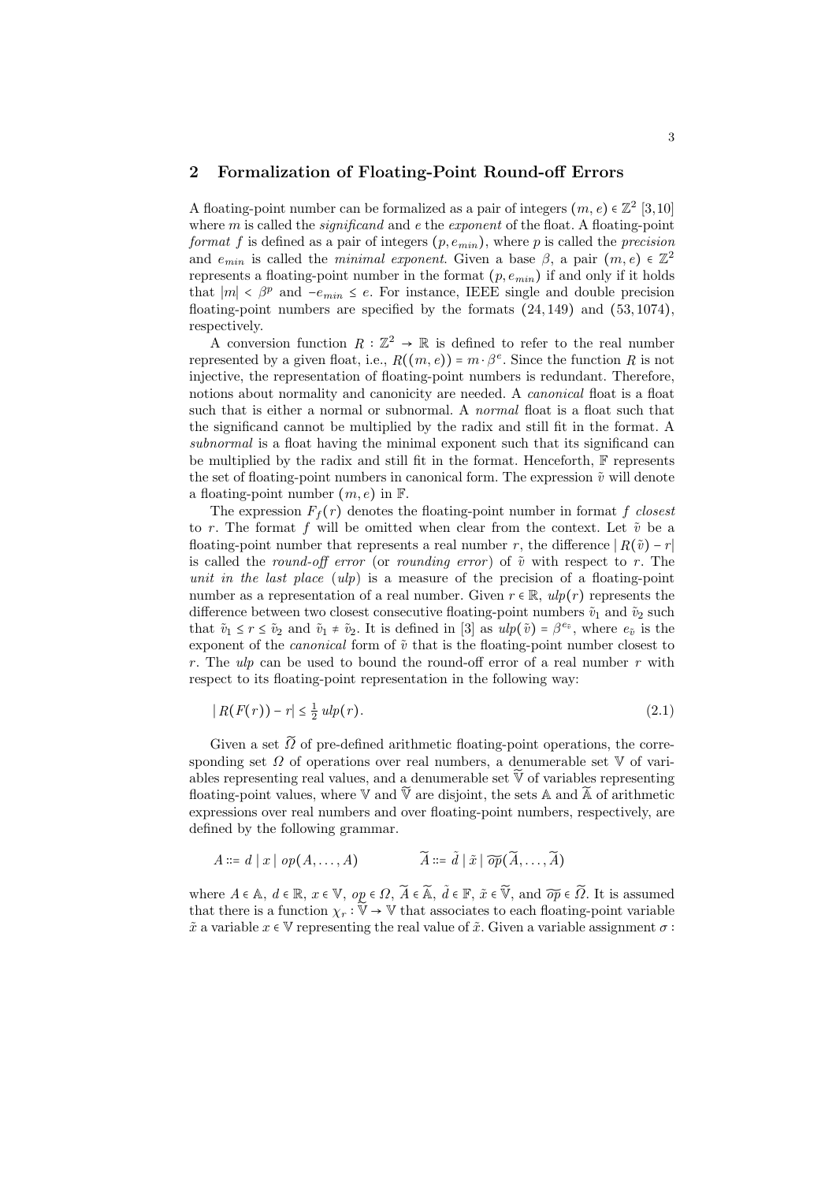## 2 Formalization of Floating-Point Round-off Errors

A floating-point number can be formalized as a pair of integers $(m, e) \in \mathbb{Z}^2$ [3,10] where $m$ is called the *significand* and $e$ the *exponent* of the float. A floating-point *format* $f$ is defined as a pair of integers $(p, e_{min})$, where $p$ is called the *precision* and $e_{min}$ is called the *minimal exponent*. Given a base $\beta$, a pair $(m, e) \in \mathbb{Z}^2$ represents a floating-point number in the format $(p, e_{min})$ if and only if it holds that $|m| < \beta^p$ and $-e_{min} \leq e$. For instance, IEEE single and double precision floating-point numbers are specified by the formats $(24, 149)$ and $(53, 1074)$, respectively.

A conversion function $R : \mathbb{Z}^2 \to \mathbb{R}$ is defined to refer to the real number represented by a given float, i.e., $R((m, e)) = m \cdot \beta^e$. Since the function $R$ is not injective, the representation of floating-point numbers is redundant. Therefore, notions about normality and canonicity are needed. A *canonical* float is a float such that is either a normal or subnormal. A *normal* float is a float such that the significand cannot be multiplied by the radix and still fit in the format. A *subnormal* is a float having the minimal exponent such that its significand can be multiplied by the radix and still fit in the format. Henceforth, $\mathbb{F}$ represents the set of floating-point numbers in canonical form. The expression $\tilde{v}$ will denote a floating-point number $(m, e)$ in $\mathbb{F}$.

The expression $F_f(r)$ denotes the floating-point number in format $f$ *closest* to $r$. The format $f$ will be omitted when clear from the context. Let $\tilde{v}$ be a floating-point number that represents a real number $r$, the difference $|R(\tilde{v}) - r|$ is called the *round-off error* (or *rounding error*) of $\tilde{v}$ with respect to $r$. The *unit in the last place* (*ulp*) is a measure of the precision of a floating-point number as a representation of a real number. Given $r \in \mathbb{R}$, $ulp(r)$ represents the difference between two closest consecutive floating-point numbers $\tilde{v}_1$ and $\tilde{v}_2$ such that $\tilde{v}_1 \leq r \leq \tilde{v}_2$ and $\tilde{v}_1 \neq \tilde{v}_2$. It is defined in [3] as $ulp(\tilde{v}) = \beta^{e_{\tilde{v}}}$, where $e_{\tilde{v}}$ is the exponent of the *canonical* form of $\tilde{v}$ that is the floating-point number closest to $r$. The *ulp* can be used to bound the round-off error of a real number $r$ with respect to its floating-point representation in the following way:

$$|R(F(r)) - r| \leq \tfrac{1}{2}\, ulp(r). \tag{2.1}$$

Given a set $\widetilde{\Omega}$ of pre-defined arithmetic floating-point operations, the corresponding set $\Omega$ of operations over real numbers, a denumerable set $\mathbb{V}$ of variables representing real values, and a denumerable set $\widetilde{\mathbb{V}}$ of variables representing floating-point values, where $\mathbb{V}$ and $\widetilde{\mathbb{V}}$ are disjoint, the sets $\mathbb{A}$ and $\widetilde{\mathbb{A}}$ of arithmetic expressions over real numbers and over floating-point numbers, respectively, are defined by the following grammar.

$$A ::= d \mid x \mid op(A, \ldots, A) \qquad\qquad \widetilde{A} ::= \tilde{d} \mid \tilde{x} \mid \widetilde{op}(\widetilde{A}, \ldots, \widetilde{A})$$

where $A \in \mathbb{A}$, $d \in \mathbb{R}$, $x \in \mathbb{V}$, $op \in \Omega$, $\widetilde{A} \in \widetilde{\mathbb{A}}$, $\tilde{d} \in \mathbb{F}$, $\tilde{x} \in \widetilde{\mathbb{V}}$, and $\widetilde{op} \in \widetilde{\Omega}$. It is assumed that there is a function $\chi_r : \widetilde{\mathbb{V}} \to \mathbb{V}$ that associates to each floating-point variable $\tilde{x}$ a variable $x \in \mathbb{V}$ representing the real value of $\tilde{x}$. Given a variable assignment $\sigma :$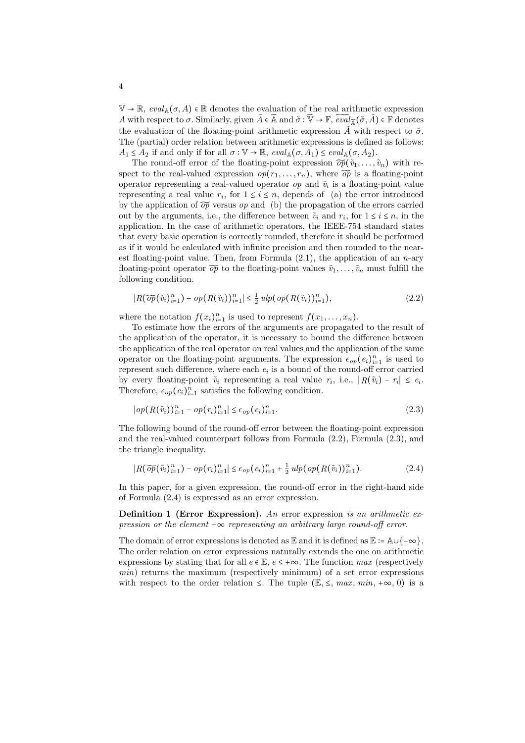$\mathbb{V} \to \mathbb{R}$, $eval_{\mathbb{A}}(\sigma, A) \in \mathbb{R}$ denotes the evaluation of the real arithmetic expression $A$ with respect to $\sigma$. Similarly, given $\tilde{A} \in \widetilde{\mathbb{A}}$ and $\tilde{\sigma} : \widetilde{\mathbb{V}} \to \mathbb{F}$, $\widetilde{eval}_{\widetilde{\mathbb{A}}}(\tilde{\sigma}, \tilde{A}) \in \mathbb{F}$ denotes the evaluation of the floating-point arithmetic expression $\tilde{A}$ with respect to $\tilde{\sigma}$. The (partial) order relation between arithmetic expressions is defined as follows: $A_1 \leq A_2$ if and only if for all $\sigma : \mathbb{V} \to \mathbb{R}$, $eval_{\mathbb{A}}(\sigma, A_1) \leq eval_{\mathbb{A}}(\sigma, A_2)$.

The round-off error of the floating-point expression $\widetilde{op}(\tilde{v}_1, \ldots, \tilde{v}_n)$ with respect to the real-valued expression $op(r_1, \ldots, r_n)$, where $\widetilde{op}$ is a floating-point operator representing a real-valued operator $op$ and $\tilde{v}_i$ is a floating-point value representing a real value $r_i$, for $1 \leq i \leq n$, depends of (a) the error introduced by the application of $\widetilde{op}$ versus $op$ and (b) the propagation of the errors carried out by the arguments, i.e., the difference between $\tilde{v}_i$ and $r_i$, for $1 \leq i \leq n$, in the application. In the case of arithmetic operators, the IEEE-754 standard states that every basic operation is correctly rounded, therefore it should be performed as if it would be calculated with infinite precision and then rounded to the nearest floating-point value. Then, from Formula (2.1), the application of an $n$-ary floating-point operator $\widetilde{op}$ to the floating-point values $\tilde{v}_1, \ldots, \tilde{v}_n$ must fulfill the following condition.

$$|R(\widetilde{op}(\tilde{v}_i)_{i=1}^n) - op(R(\tilde{v}_i))_{i=1}^n| \leq \tfrac{1}{2}\, ulp(\, op(R(\tilde{v}_i))_{i=1}^n), \tag{2.2}$$

where the notation $f(x_i)_{i=1}^n$ is used to represent $f(x_1, \ldots, x_n)$.

To estimate how the errors of the arguments are propagated to the result of the application of the operator, it is necessary to bound the difference between the application of the real operator on real values and the application of the same operator on the floating-point arguments. The expression $\epsilon_{op}(e_i)_{i=1}^n$ is used to represent such difference, where each $e_i$ is a bound of the round-off error carried by every floating-point $\tilde{v}_i$ representing a real value $r_i$, i.e., $|\, R(\tilde{v}_i) - r_i| \leq e_i$. Therefore, $\epsilon_{op}(e_i)_{i=1}^n$ satisfies the following condition.

$$|op(R(\tilde{v}_i))_{i=1}^n - op(r_i)_{i=1}^n| \leq \epsilon_{op}(e_i)_{i=1}^n. \tag{2.3}$$

The following bound of the round-off error between the floating-point expression and the real-valued counterpart follows from Formula (2.2), Formula (2.3), and the triangle inequality.

$$|R(\widetilde{op}(\tilde{v}_i)_{i=1}^n) - op(r_i)_{i=1}^n| \leq \epsilon_{op}(e_i)_{i=1}^n + \tfrac{1}{2}\, ulp(\, op(R(\tilde{v}_i))_{i=1}^n). \tag{2.4}$$

In this paper, for a given expression, the round-off error in the right-hand side of Formula (2.4) is expressed as an error expression.

**Definition 1 (Error Expression).** *An* error expression *is an arithmetic expression or the element* $+\infty$ *representing an arbitrary large round-off error.*

The domain of error expressions is denoted as $\mathbb{E}$ and it is defined as $\mathbb{E} := \mathbb{A} \cup \{+\infty\}$. The order relation on error expressions naturally extends the one on arithmetic expressions by stating that for all $e \in \mathbb{E}$, $e \leq +\infty$. The function $max$ (respectively $min$) returns the maximum (respectively minimum) of a set error expressions with respect to the order relation $\leq$. The tuple $(\mathbb{E}, \leq, max, min, +\infty, 0)$ is a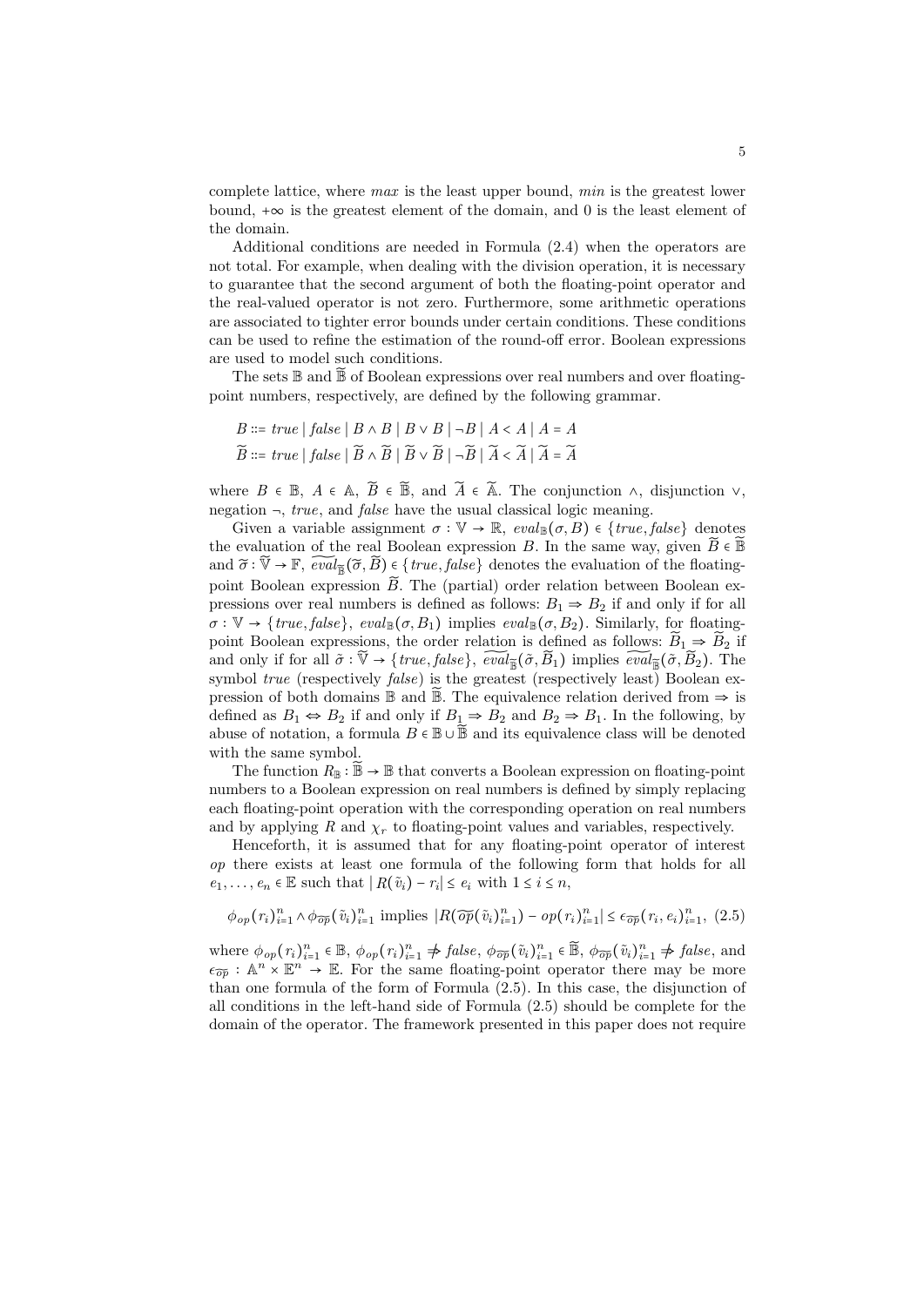complete lattice, where *max* is the least upper bound, *min* is the greatest lower bound, $+\infty$ is the greatest element of the domain, and 0 is the least element of the domain.

Additional conditions are needed in Formula (2.4) when the operators are not total. For example, when dealing with the division operation, it is necessary to guarantee that the second argument of both the floating-point operator and the real-valued operator is not zero. Furthermore, some arithmetic operations are associated to tighter error bounds under certain conditions. These conditions can be used to refine the estimation of the round-off error. Boolean expressions are used to model such conditions.

The sets $\mathbb{B}$ and $\widetilde{\mathbb{B}}$ of Boolean expressions over real numbers and over floating-point numbers, respectively, are defined by the following grammar.

$$B ::= true \mid false \mid B \wedge B \mid B \vee B \mid \neg B \mid A < A \mid A = A$$
$$\widetilde{B} ::= true \mid false \mid \widetilde{B} \wedge \widetilde{B} \mid \widetilde{B} \vee \widetilde{B} \mid \neg \widetilde{B} \mid \widetilde{A} < \widetilde{A} \mid \widetilde{A} = \widetilde{A}$$

where $B \in \mathbb{B}$, $A \in \mathbb{A}$, $\widetilde{B} \in \widetilde{\mathbb{B}}$, and $\widetilde{A} \in \widetilde{\mathbb{A}}$. The conjunction $\wedge$, disjunction $\vee$, negation $\neg$, *true*, and *false* have the usual classical logic meaning.

Given a variable assignment $\sigma : \mathbb{V} \to \mathbb{R}$, $eval_{\mathbb{B}}(\sigma, B) \in \{true, false\}$ denotes the evaluation of the real Boolean expression $B$. In the same way, given $\widetilde{B} \in \widetilde{\mathbb{B}}$ and $\widetilde{\sigma} : \widetilde{\mathbb{V}} \to \mathbb{F}$, $\widetilde{eval}_{\widetilde{\mathbb{B}}}(\widetilde{\sigma}, \widetilde{B}) \in \{true, false\}$ denotes the evaluation of the floating-point Boolean expression $\widetilde{B}$. The (partial) order relation between Boolean expressions over real numbers is defined as follows: $B_1 \Rightarrow B_2$ if and only if for all $\sigma : \mathbb{V} \to \{true, false\}$, $eval_{\mathbb{B}}(\sigma, B_1)$ implies $eval_{\mathbb{B}}(\sigma, B_2)$. Similarly, for floating-point Boolean expressions, the order relation is defined as follows: $\widetilde{B}_1 \Rightarrow \widetilde{B}_2$ if and only if for all $\tilde{\sigma} : \widetilde{\mathbb{V}} \to \{true, false\}$, $\widetilde{eval}_{\widetilde{\mathbb{B}}}(\tilde{\sigma}, \widetilde{B}_1)$ implies $\widetilde{eval}_{\widetilde{\mathbb{B}}}(\tilde{\sigma}, \widetilde{B}_2)$. The symbol *true* (respectively *false*) is the greatest (respectively least) Boolean expression of both domains $\mathbb{B}$ and $\widetilde{\mathbb{B}}$. The equivalence relation derived from $\Rightarrow$ is defined as $B_1 \Leftrightarrow B_2$ if and only if $B_1 \Rightarrow B_2$ and $B_2 \Rightarrow B_1$. In the following, by abuse of notation, a formula $B \in \mathbb{B} \cup \widetilde{\mathbb{B}}$ and its equivalence class will be denoted with the same symbol.

The function $R_{\mathbb{B}} : \widetilde{\mathbb{B}} \to \mathbb{B}$ that converts a Boolean expression on floating-point numbers to a Boolean expression on real numbers is defined by simply replacing each floating-point operation with the corresponding operation on real numbers and by applying $R$ and $\chi_r$ to floating-point values and variables, respectively.

Henceforth, it is assumed that for any floating-point operator of interest $op$ there exists at least one formula of the following form that holds for all $e_1, \dots, e_n \in \mathbb{E}$ such that $|R(\tilde{v}_i) - r_i| \leq e_i$ with $1 \leq i \leq n$,

$$\phi_{op}(r_i)_{i=1}^n \wedge \phi_{\widetilde{op}}(\tilde{v}_i)_{i=1}^n \text{ implies } |R(\widetilde{op}(\tilde{v}_i)_{i=1}^n) - op(r_i)_{i=1}^n| \leq \epsilon_{\widetilde{op}}(r_i, e_i)_{i=1}^n, \quad (2.5)$$

where $\phi_{op}(r_i)_{i=1}^n \in \mathbb{B}$, $\phi_{op}(r_i)_{i=1}^n \not\Rightarrow false$, $\phi_{\widetilde{op}}(\tilde{v}_i)_{i=1}^n \in \widetilde{\mathbb{B}}$, $\phi_{\widetilde{op}}(\tilde{v}_i)_{i=1}^n \not\Rightarrow false$, and $\epsilon_{\widetilde{op}} : \mathbb{A}^n \times \mathbb{E}^n \to \mathbb{E}$. For the same floating-point operator there may be more than one formula of the form of Formula (2.5). In this case, the disjunction of all conditions in the left-hand side of Formula (2.5) should be complete for the domain of the operator. The framework presented in this paper does not require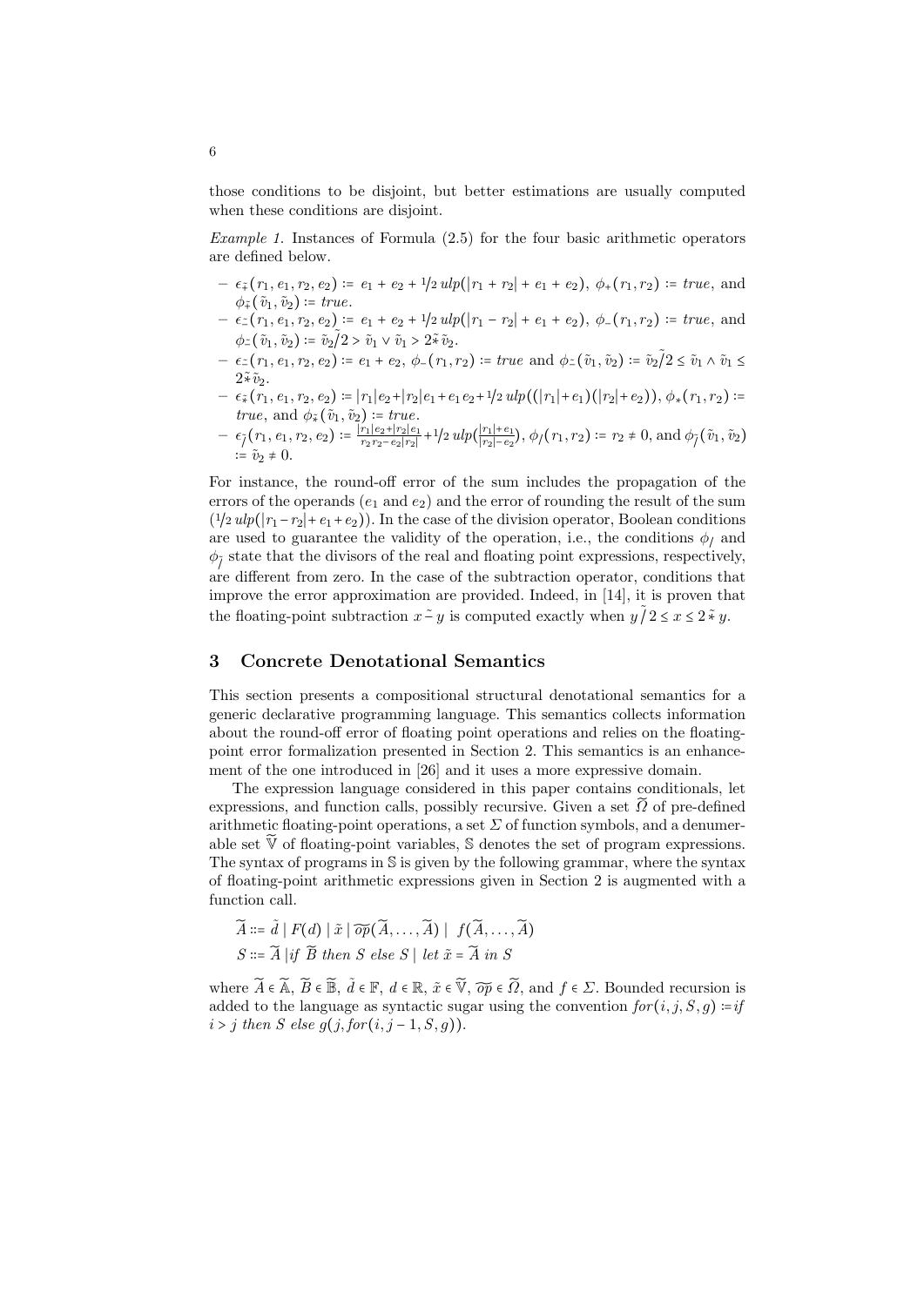those conditions to be disjoint, but better estimations are usually computed when these conditions are disjoint.

*Example 1.* Instances of Formula (2.5) for the four basic arithmetic operators are defined below.

- $\epsilon_{\tilde{+}}(r_1, e_1, r_2, e_2) := e_1 + e_2 + 1/2\, ulp(|r_1 + r_2| + e_1 + e_2)$, $\phi_{+}(r_1, r_2) := true$, and $\phi_{\tilde{+}}(\tilde{v}_1, \tilde{v}_2) := true$.
- $\epsilon_{\tilde{-}}(r_1, e_1, r_2, e_2) := e_1 + e_2 + 1/2\, ulp(|r_1 - r_2| + e_1 + e_2)$, $\phi_{-}(r_1, r_2) := true$, and $\phi_{\tilde{-}}(\tilde{v}_1, \tilde{v}_2) := \tilde{v}_2 \tilde{/} 2 > \tilde{v}_1 \vee \tilde{v}_1 > 2 \tilde{*} \tilde{v}_2$.
- $\epsilon_{\tilde{-}}(r_1, e_1, r_2, e_2) := e_1 + e_2$, $\phi_{-}(r_1, r_2) := true$ and $\phi_{\tilde{-}}(\tilde{v}_1, \tilde{v}_2) := \tilde{v}_2 \tilde{/} 2 \leq \tilde{v}_1 \wedge \tilde{v}_1 \leq 2 \tilde{*} \tilde{v}_2$.
- $\epsilon_{\tilde{*}}(r_1, e_1, r_2, e_2) := |r_1| e_2 + |r_2| e_1 + e_1 e_2 + 1/2\, ulp((|r_1| + e_1)(|r_2| + e_2))$, $\phi_{*}(r_1, r_2) := true$, and $\phi_{\tilde{*}}(\tilde{v}_1, \tilde{v}_2) := true$.
- $\epsilon_{\tilde{/}}(r_1, e_1, r_2, e_2) := \frac{|r_1| e_2 + |r_2| e_1}{r_2 r_2 - e_2 |r_2|} + 1/2\, ulp(\frac{|r_1| + e_1}{|r_2| - e_2})$, $\phi_{/}(r_1, r_2) := r_2 \neq 0$, and $\phi_{\tilde{/}}(\tilde{v}_1, \tilde{v}_2) := \tilde{v}_2 \neq 0$.

For instance, the round-off error of the sum includes the propagation of the errors of the operands ($e_1$ and $e_2$) and the error of rounding the result of the sum ($1/2\, ulp(|r_1 - r_2| + e_1 + e_2)$). In the case of the division operator, Boolean conditions are used to guarantee the validity of the operation, i.e., the conditions $\phi_{/}$ and $\phi_{\tilde{/}}$ state that the divisors of the real and floating point expressions, respectively, are different from zero. In the case of the subtraction operator, conditions that improve the error approximation are provided. Indeed, in [14], it is proven that the floating-point subtraction $x \tilde{-} y$ is computed exactly when $y \tilde{/} 2 \leq x \leq 2 \tilde{*} y$.

## 3 Concrete Denotational Semantics

This section presents a compositional structural denotational semantics for a generic declarative programming language. This semantics collects information about the round-off error of floating point operations and relies on the floating-point error formalization presented in Section 2. This semantics is an enhancement of the one introduced in [26] and it uses a more expressive domain.

The expression language considered in this paper contains conditionals, let expressions, and function calls, possibly recursive. Given a set $\widetilde{\Omega}$ of pre-defined arithmetic floating-point operations, a set $\Sigma$ of function symbols, and a denumerable set $\widetilde{\mathbb{V}}$ of floating-point variables, $\mathbb{S}$ denotes the set of program expressions. The syntax of programs in $\mathbb{S}$ is given by the following grammar, where the syntax of floating-point arithmetic expressions given in Section 2 is augmented with a function call.

$$\widetilde{A} ::= \tilde{d} \mid F(d) \mid \tilde{x} \mid \widetilde{op}(\widetilde{A}, \ldots, \widetilde{A}) \mid \; f(\widetilde{A}, \ldots, \widetilde{A})$$
$$S ::= \widetilde{A} \mid if\ \widetilde{B}\ then\ S\ else\ S \mid let\ \tilde{x} = \widetilde{A}\ in\ S$$

where $\widetilde{A} \in \widetilde{\mathbb{A}}$, $\widetilde{B} \in \widetilde{\mathbb{B}}$, $\tilde{d} \in \mathbb{F}$, $d \in \mathbb{R}$, $\tilde{x} \in \widetilde{\mathbb{V}}$, $\widetilde{op} \in \widetilde{\Omega}$, and $f \in \Sigma$. Bounded recursion is added to the language as syntactic sugar using the convention $for(i, j, S, g) := if$ $i > j$ $then$ $S$ $else$ $g(j, for(i, j-1, S, g))$.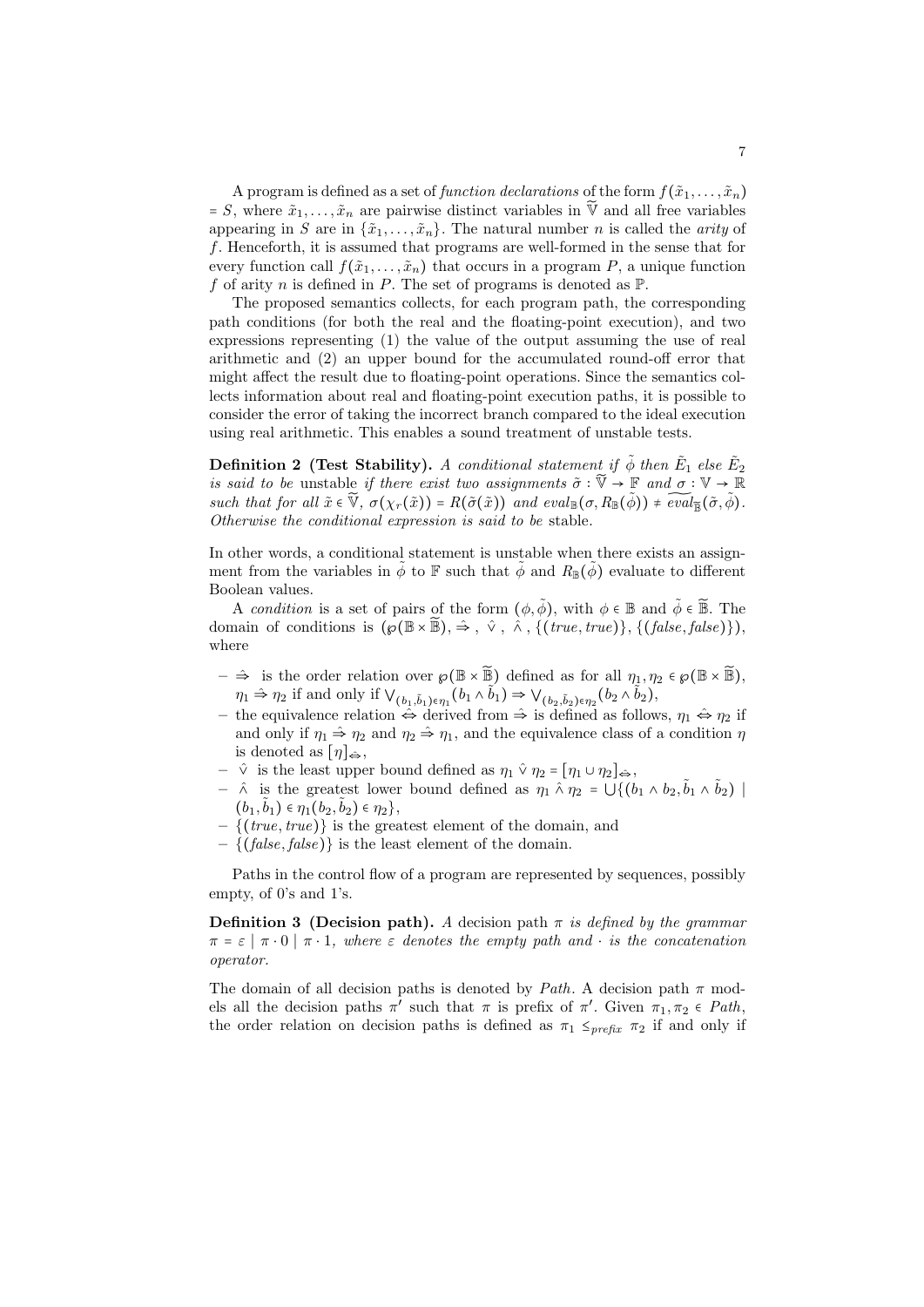A program is defined as a set of *function declarations* of the form $f(\tilde{x}_1, \ldots, \tilde{x}_n) = S$, where $\tilde{x}_1, \ldots, \tilde{x}_n$ are pairwise distinct variables in $\widetilde{\mathbb{V}}$ and all free variables appearing in $S$ are in $\{\tilde{x}_1, \ldots, \tilde{x}_n\}$. The natural number $n$ is called the *arity* of $f$. Henceforth, it is assumed that programs are well-formed in the sense that for every function call $f(\tilde{x}_1, \ldots, \tilde{x}_n)$ that occurs in a program $P$, a unique function $f$ of arity $n$ is defined in $P$. The set of programs is denoted as $\mathbb{P}$.

The proposed semantics collects, for each program path, the corresponding path conditions (for both the real and the floating-point execution), and two expressions representing (1) the value of the output assuming the use of real arithmetic and (2) an upper bound for the accumulated round-off error that might affect the result due to floating-point operations. Since the semantics collects information about real and floating-point execution paths, it is possible to consider the error of taking the incorrect branch compared to the ideal execution using real arithmetic. This enables a sound treatment of unstable tests.

**Definition 2 (Test Stability).** *A conditional statement if $\tilde{\phi}$ then $\tilde{E}_1$ else $\tilde{E}_2$ is said to be* unstable *if there exist two assignments $\tilde{\sigma} : \widetilde{\mathbb{V}} \to \mathbb{F}$ and $\sigma : \mathbb{V} \to \mathbb{R}$ such that for all $\tilde{x} \in \widetilde{\mathbb{V}}$, $\sigma(\chi_r(\tilde{x})) = R(\tilde{\sigma}(\tilde{x}))$ and $eval_{\mathbb{B}}(\sigma, R_{\mathbb{B}}(\tilde{\phi})) \neq \widetilde{eval}_{\widetilde{\mathbb{B}}}(\tilde{\sigma}, \tilde{\phi})$. Otherwise the conditional expression is said to be* stable.

In other words, a conditional statement is unstable when there exists an assignment from the variables in $\tilde{\phi}$ to $\mathbb{F}$ such that $\tilde{\phi}$ and $R_{\mathbb{B}}(\tilde{\phi})$ evaluate to different Boolean values.

A *condition* is a set of pairs of the form $(\phi, \tilde{\phi})$, with $\phi \in \mathbb{B}$ and $\tilde{\phi} \in \widetilde{\mathbb{B}}$. The domain of conditions is $(\wp(\mathbb{B} \times \widetilde{\mathbb{B}}), \hat{\Rightarrow}, \hat{\vee}, \hat{\wedge}, \{(true, true)\}, \{(false, false)\})$, where

- $\hat{\Rightarrow}$ is the order relation over $\wp(\mathbb{B} \times \widetilde{\mathbb{B}})$ defined as for all $\eta_1, \eta_2 \in \wp(\mathbb{B} \times \widetilde{\mathbb{B}})$, $\eta_1 \hat{\Rightarrow} \eta_2$ if and only if $\bigvee_{(b_1, \tilde{b}_1) \in \eta_1}(b_1 \wedge \tilde{b}_1) \Rightarrow \bigvee_{(b_2, \tilde{b}_2) \in \eta_2}(b_2 \wedge \tilde{b}_2)$,
- the equivalence relation $\hat{\Leftrightarrow}$ derived from $\hat{\Rightarrow}$ is defined as follows, $\eta_1 \hat{\Leftrightarrow} \eta_2$ if and only if $\eta_1 \hat{\Rightarrow} \eta_2$ and $\eta_2 \hat{\Rightarrow} \eta_1$, and the equivalence class of a condition $\eta$ is denoted as $[\eta]_{\hat{\Leftrightarrow}}$,
- $\hat{\vee}$ is the least upper bound defined as $\eta_1 \hat{\vee} \eta_2 = [\eta_1 \cup \eta_2]_{\hat{\Leftrightarrow}}$,
- $\hat{\wedge}$ is the greatest lower bound defined as $\eta_1 \hat{\wedge} \eta_2 = \bigcup\{(b_1 \wedge b_2, \tilde{b}_1 \wedge \tilde{b}_2) \mid (b_1, \tilde{b}_1) \in \eta_1 (b_2, \tilde{b}_2) \in \eta_2\}$,
- $\{(true, true)\}$ is the greatest element of the domain, and
- $\{(false, false)\}$ is the least element of the domain.

Paths in the control flow of a program are represented by sequences, possibly empty, of 0's and 1's.

**Definition 3 (Decision path).** *A* decision path *$\pi$ is defined by the grammar $\pi = \varepsilon \mid \pi \cdot 0 \mid \pi \cdot 1$, where $\varepsilon$ denotes the empty path and $\cdot$ is the concatenation operator.*

The domain of all decision paths is denoted by *Path*. A decision path $\pi$ models all the decision paths $\pi'$ such that $\pi$ is prefix of $\pi'$. Given $\pi_1, \pi_2 \in Path$, the order relation on decision paths is defined as $\pi_1 \leq_{prefix} \pi_2$ if and only if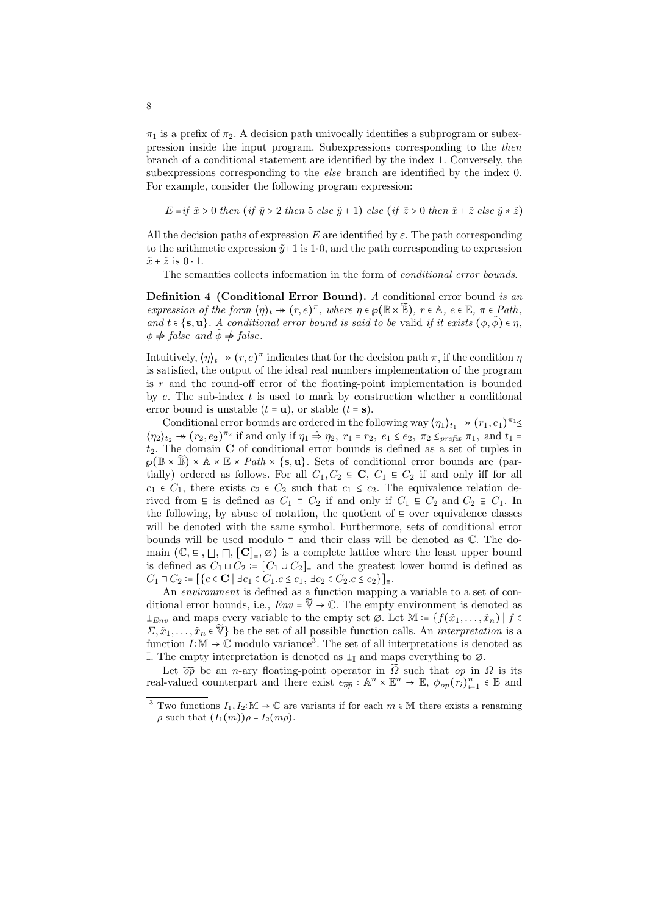$\pi_1$ is a prefix of $\pi_2$. A decision path univocally identifies a subprogram or subexpression inside the input program. Subexpressions corresponding to the *then* branch of a conditional statement are identified by the index 1. Conversely, the subexpressions corresponding to the *else* branch are identified by the index 0. For example, consider the following program expression:

$$E = \mathit{if}\ \tilde{x} > 0\ \mathit{then}\ (\mathit{if}\ \tilde{y} > 2\ \mathit{then}\ 5\ \mathit{else}\ \tilde{y} + 1)\ \mathit{else}\ (\mathit{if}\ \tilde{z} > 0\ \mathit{then}\ \tilde{x} + \tilde{z}\ \mathit{else}\ \tilde{y} * \tilde{z})$$

All the decision paths of expression $E$ are identified by $\varepsilon$. The path corresponding to the arithmetic expression $\tilde{y}+1$ is $1{\cdot}0$, and the path corresponding to expression $\tilde{x} + \tilde{z}$ is $0 \cdot 1$.

The semantics collects information in the form of *conditional error bounds*.

**Definition 4 (Conditional Error Bound).** *A* conditional error bound *is an expression of the form* $\langle\eta\rangle_t \twoheadrightarrow (r,e)^\pi$*, where* $\eta \in \wp(\mathbb{B} \times \widetilde{\mathbb{B}})$*,* $r \in \mathbb{A}$*,* $e \in \mathbb{E}$*,* $\pi \in \mathit{Path}$*, and* $t \in \{\mathbf{s}, \mathbf{u}\}$*. A conditional error bound is said to be* valid *if it exists* $(\phi, \tilde{\phi}) \in \eta$*,* $\phi \not\Rightarrow \mathit{false}$ *and* $\tilde{\phi} \not\Rightarrow \mathit{false}$*.*

Intuitively, $\langle\eta\rangle_t \twoheadrightarrow (r,e)^\pi$ indicates that for the decision path $\pi$, if the condition $\eta$ is satisfied, the output of the ideal real numbers implementation of the program is $r$ and the round-off error of the floating-point implementation is bounded by $e$. The sub-index $t$ is used to mark by construction whether a conditional error bound is unstable ($t = \mathbf{u}$), or stable ($t = \mathbf{s}$).

Conditional error bounds are ordered in the following way $\langle\eta_1\rangle_{t_1} \twoheadrightarrow (r_1,e_1)^{\pi_1} \leq \langle\eta_2\rangle_{t_2} \twoheadrightarrow (r_2,e_2)^{\pi_2}$ if and only if $\eta_1 \mathrel{\hat{\Rightarrow}} \eta_2$, $r_1 = r_2$, $e_1 \leq e_2$, $\pi_2 \leq_{\mathit{prefix}} \pi_1$, and $t_1 = t_2$. The domain $\mathbf{C}$ of conditional error bounds is defined as a set of tuples in $\wp(\mathbb{B} \times \widetilde{\mathbb{B}}) \times \mathbb{A} \times \mathbb{E} \times \mathit{Path} \times \{\mathbf{s}, \mathbf{u}\}$. Sets of conditional error bounds are (partially) ordered as follows. For all $C_1, C_2 \subseteq \mathbf{C}$, $C_1 \sqsubseteq C_2$ if and only iff for all $c_1 \in C_1$, there exists $c_2 \in C_2$ such that $c_1 \leq c_2$. The equivalence relation derived from $\sqsubseteq$ is defined as $C_1 \equiv C_2$ if and only if $C_1 \sqsubseteq C_2$ and $C_2 \sqsubseteq C_1$. In the following, by abuse of notation, the quotient of $\sqsubseteq$ over equivalence classes will be denoted with the same symbol. Furthermore, sets of conditional error bounds will be used modulo $\equiv$ and their class will be denoted as $\mathbb{C}$. The domain $(\mathbb{C}, \sqsubseteq, \bigsqcup, \bigsqcap, [\mathbf{C}]_\equiv, \varnothing)$ is a complete lattice where the least upper bound is defined as $C_1 \sqcup C_2 \coloneqq [C_1 \cup C_2]_\equiv$ and the greatest lower bound is defined as $C_1 \sqcap C_2 \coloneqq [\{c \in \mathbf{C} \mid \exists c_1 \in C_1 . c \leq c_1,\ \exists c_2 \in C_2 . c \leq c_2\}]_\equiv$.

An *environment* is defined as a function mapping a variable to a set of conditional error bounds, i.e., $\mathit{Env} = \widetilde{\mathbb{V}} \to \mathbb{C}$. The empty environment is denoted as $\bot_{\mathit{Env}}$ and maps every variable to the empty set $\varnothing$. Let $\mathbb{M} \coloneqq \{f(\tilde{x}_1, \ldots, \tilde{x}_n) \mid f \in \Sigma, \tilde{x}_1, \ldots, \tilde{x}_n \in \widetilde{\mathbb{V}}\}$ be the set of all possible function calls. An *interpretation* is a function $I{:}\,\mathbb{M} \to \mathbb{C}$ modulo variance[3]. The set of all interpretations is denoted as $\mathbb{I}$. The empty interpretation is denoted as $\bot_{\mathbb{I}}$ and maps everything to $\varnothing$.

Let $\widetilde{op}$ be an $n$-ary floating-point operator in $\widetilde{\Omega}$ such that $op$ in $\Omega$ is its real-valued counterpart and there exist $\epsilon_{\widetilde{op}} : \mathbb{A}^n \times \mathbb{E}^n \to \mathbb{E}$, $\phi_{op}(r_i)_{i=1}^n \in \mathbb{B}$ and

[3] Two functions $I_1, I_2{:}\,\mathbb{M} \to \mathbb{C}$ are variants if for each $m \in \mathbb{M}$ there exists a renaming $\rho$ such that $(I_1(m))\rho = I_2(m\rho)$.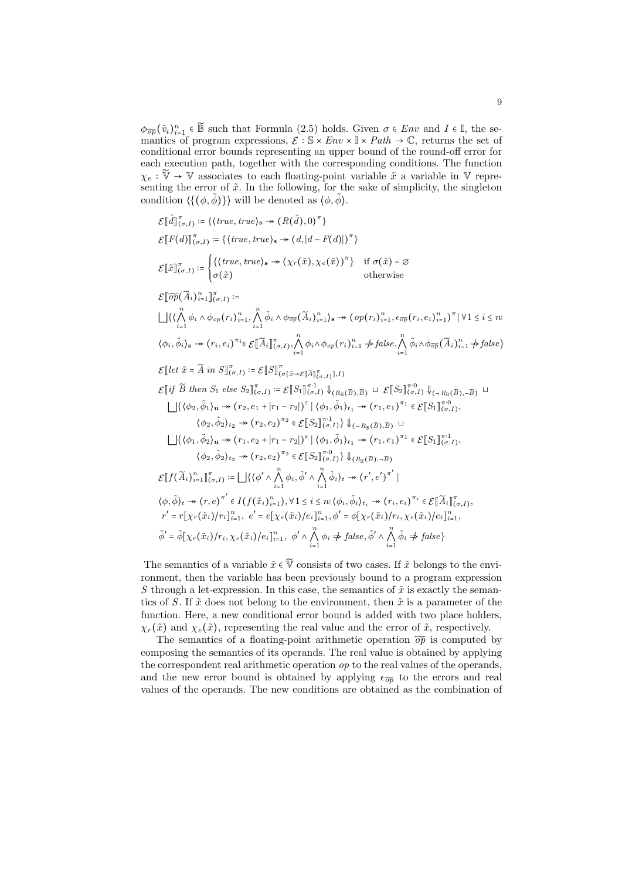$\phi_{\widetilde{op}}(\tilde{v}_i)_{i=1}^n \in \widetilde{\mathbb{B}}$ such that Formula (2.5) holds. Given $\sigma \in Env$ and $I \in \mathbb{I}$, the semantics of program expressions, $\mathcal{E} : \mathbb{S} \times Env \times \mathbb{I} \times Path \to \mathbb{C}$, returns the set of conditional error bounds representing an upper bound of the round-off error for each execution path, together with the corresponding conditions. The function $\chi_e : \widetilde{\mathbb{V}} \to \mathbb{V}$ associates to each floating-point variable $\tilde{x}$ a variable in $\mathbb{V}$ representing the error of $\tilde{x}$. In the following, for the sake of simplicity, the singleton condition $\langle\{(\phi, \tilde{\phi})\}\rangle$ will be denoted as $\langle \phi, \tilde{\phi}\rangle$.

$$\mathcal{E}[\![\tilde{d}]\!]^{\pi}_{(\sigma,I)} \coloneqq \{\langle true, true\rangle_{\mathbf{s}} \twoheadrightarrow (R(\tilde{d}), 0)^{\pi}\}$$

$$\mathcal{E}[\![F(d)]\!]^{\pi}_{(\sigma,I)} \coloneqq \{\langle true, true\rangle_{\mathbf{s}} \twoheadrightarrow (d, |d - F(d)|)^{\pi}\}$$

$$\mathcal{E}[\![\tilde{x}]\!]^{\pi}_{(\sigma,I)} \coloneqq \begin{cases} \{\langle true, true\rangle_{\mathbf{s}} \twoheadrightarrow (\chi_r(\tilde{x}), \chi_e(\tilde{x}))^{\pi}\} & \text{if } \sigma(\tilde{x}) = \varnothing \\ \sigma(\tilde{x}) & \text{otherwise} \end{cases}$$

$$\mathcal{E}[\![\widetilde{op}(\widetilde{A}_i)_{i=1}^n]\!]^{\pi}_{(\sigma,I)} \coloneqq$$

$$\bigsqcup\{\langle \bigwedge_{i=1}^{n} \phi_i \wedge \phi_{op}(r_i)_{i=1}^n, \bigwedge_{i=1}^{n} \tilde{\phi}_i \wedge \phi_{\widetilde{op}}(\widetilde{A}_i)_{i=1}^n\rangle_{\mathbf{s}} \twoheadrightarrow (op(r_i)_{i=1}^n, \epsilon_{\widetilde{op}}(r_i, e_i)_{i=1}^n)^{\pi} \mid \forall 1 \le i \le n\colon$$

$$\langle \phi_i, \tilde{\phi}_i\rangle_{\mathbf{s}} \twoheadrightarrow (r_i, e_i)^{\pi_i} \in \mathcal{E}[\![\widetilde{A}_i]\!]^{\pi}_{(\sigma,I)}, \bigwedge_{i=1}^{n} \phi_i \wedge \phi_{op}(r_i)_{i=1}^n \not\Rightarrow false, \bigwedge_{i=1}^{n} \tilde{\phi}_i \wedge \phi_{\widetilde{op}}(\widetilde{A}_i)_{i=1}^n \not\Rightarrow false\}$$

$$\mathcal{E}[\![let\ \tilde{x} = \widetilde{A}\ in\ S]\!]^{\pi}_{(\sigma,I)} \coloneqq \mathcal{E}[\![S]\!]^{\pi}_{(\sigma[\tilde{x}\mapsto \mathcal{E}[\![\widetilde{A}]\!]^{\pi}_{(\sigma,I)}], I)}$$

$$\mathcal{E}[\![if\ \widetilde{B}\ then\ S_1\ else\ S_2]\!]^{\pi}_{(\sigma,I)} \coloneqq \mathcal{E}[\![S_1]\!]^{\pi\cdot 1}_{(\sigma,I)} \Downarrow_{(R_{\mathbb{B}}(\widetilde{B}), \widetilde{B})} \sqcup\ \mathcal{E}[\![S_2]\!]^{\pi\cdot 0}_{(\sigma,I)} \Downarrow_{(\neg R_{\mathbb{B}}(\widetilde{B}), \neg\widetilde{B})} \sqcup$$

$$\bigsqcup\{\langle \phi_2, \tilde{\phi}_1\rangle_{\mathbf{u}} \twoheadrightarrow (r_2, e_1 + |r_1 - r_2|)^{\varepsilon} \mid \langle \phi_1, \tilde{\phi}_1\rangle_{t_1} \twoheadrightarrow (r_1, e_1)^{\pi_1} \in \mathcal{E}[\![S_1]\!]^{\pi\cdot 0}_{(\sigma,I)},$$

$$\langle \phi_2, \tilde{\phi}_2\rangle_{t_2} \twoheadrightarrow (r_2, e_2)^{\pi_2} \in \mathcal{E}[\![S_2]\!]^{\pi\cdot 1}_{(\sigma,I)}\} \Downarrow_{(\neg R_{\mathbb{B}}(\widetilde{B}), \widetilde{B})} \sqcup$$

$$\bigsqcup\{\langle \phi_1, \tilde{\phi}_2\rangle_{\mathbf{u}} \twoheadrightarrow (r_1, e_2 + |r_1 - r_2|)^{\varepsilon} \mid \langle \phi_1, \tilde{\phi}_1\rangle_{t_1} \twoheadrightarrow (r_1, e_1)^{\pi_1} \in \mathcal{E}[\![S_1]\!]^{\pi\cdot 1}_{(\sigma,I)},$$

$$\langle \phi_2, \tilde{\phi}_2\rangle_{t_2} \twoheadrightarrow (r_2, e_2)^{\pi_2} \in \mathcal{E}[\![S_2]\!]^{\pi\cdot 0}_{(\sigma,I)}\} \Downarrow_{(R_{\mathbb{B}}(\widetilde{B}), \neg\widetilde{B})}$$

$$\mathcal{E}[\![f(\widetilde{A}_i)_{i=1}^n]\!]^{\pi}_{(\sigma,I)} \coloneqq \bigsqcup\{\langle \phi' \wedge \bigwedge_{i=1}^{n} \phi_i, \tilde{\phi}' \wedge \bigwedge_{i=1}^{n} \tilde{\phi}_i\rangle_t \twoheadrightarrow (r', e')^{\pi'} \mid$$

$$\langle \phi, \tilde{\phi}\rangle_t \twoheadrightarrow (r, e)^{\pi'} \in I(f(\tilde{x}_i)_{i=1}^n), \forall 1 \le i \le n\colon \langle \phi_i, \tilde{\phi}_i\rangle_{t_i} \twoheadrightarrow (r_i, e_i)^{\pi_i} \in \mathcal{E}[\![\widetilde{A}_i]\!]^{\pi}_{(\sigma,I)},$$

$$r' = r[\chi_r(\tilde{x}_i)/r_i]_{i=1}^n,\ e' = e[\chi_e(\tilde{x}_i)/e_i]_{i=1}^n, \phi' = \phi[\chi_r(\tilde{x}_i)/r_i, \chi_e(\tilde{x}_i)/e_i]_{i=1}^n,$$

$$\tilde{\phi}' = \tilde{\phi}[\chi_r(\tilde{x}_i)/r_i, \chi_e(\tilde{x}_i)/e_i]_{i=1}^n,\ \phi' \wedge \bigwedge_{i=1}^{n} \phi_i \not\Rightarrow false, \tilde{\phi}' \wedge \bigwedge_{i=1}^{n} \tilde{\phi}_i \not\Rightarrow false\}$$

The semantics of a variable $\tilde{x} \in \widetilde{\mathbb{V}}$ consists of two cases. If $\tilde{x}$ belongs to the environment, then the variable has been previously bound to a program expression $S$ through a let-expression. In this case, the semantics of $\tilde{x}$ is exactly the semantics of $S$. If $\tilde{x}$ does not belong to the environment, then $\tilde{x}$ is a parameter of the function. Here, a new conditional error bound is added with two place holders, $\chi_r(\tilde{x})$ and $\chi_e(\tilde{x})$, representing the real value and the error of $\tilde{x}$, respectively.

The semantics of a floating-point arithmetic operation $\widetilde{op}$ is computed by composing the semantics of its operands. The real value is obtained by applying the correspondent real arithmetic operation $op$ to the real values of the operands, and the new error bound is obtained by applying $\epsilon_{\widetilde{op}}$ to the errors and real values of the operands. The new conditions are obtained as the combination of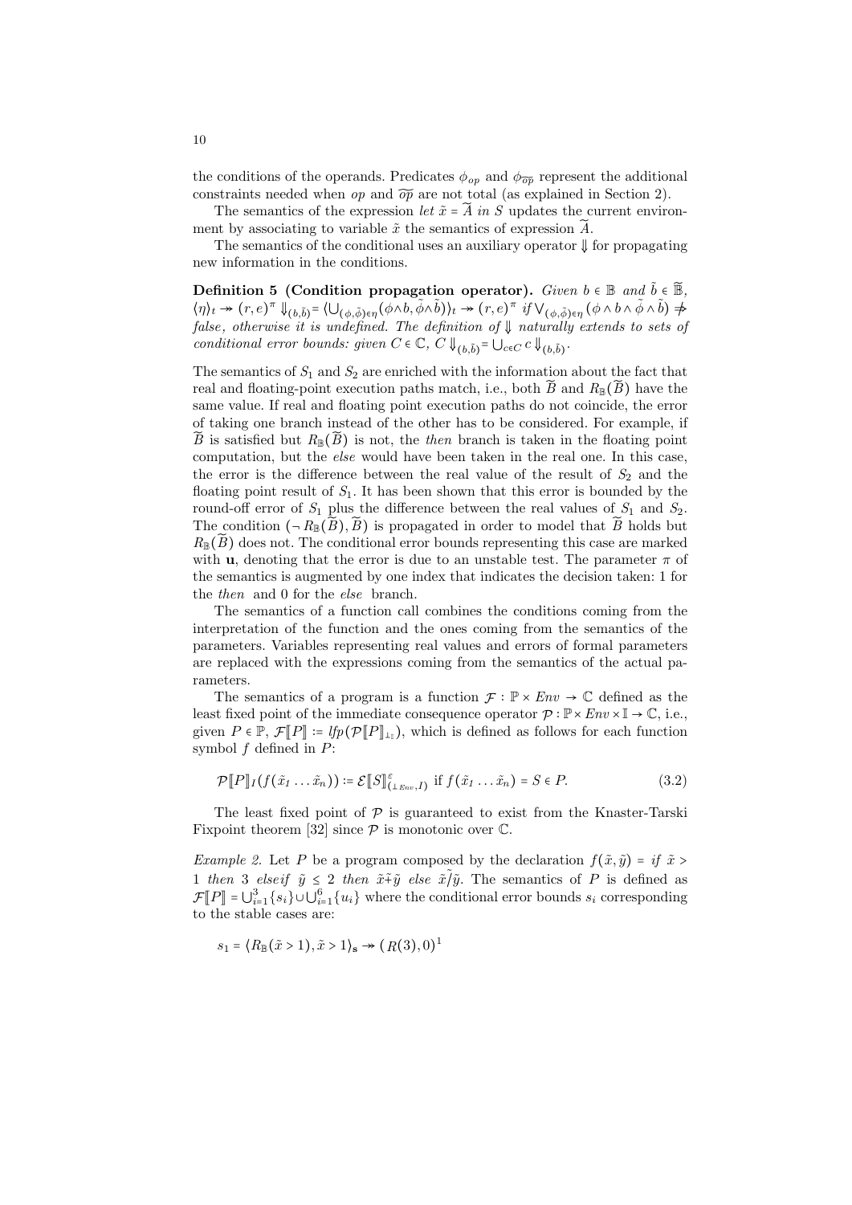the conditions of the operands. Predicates $\phi_{op}$ and $\phi_{\widetilde{op}}$ represent the additional constraints needed when $op$ and $\widetilde{op}$ are not total (as explained in Section 2).

The semantics of the expression *let* $\tilde{x} = \widetilde{A}$ *in* $S$ updates the current environment by associating to variable $\tilde{x}$ the semantics of expression $\widetilde{A}$.

The semantics of the conditional uses an auxiliary operator $\Downarrow$ for propagating new information in the conditions.

**Definition 5 (Condition propagation operator).** *Given* $b \in \mathbb{B}$ *and* $\tilde{b} \in \widetilde{\mathbb{B}}$, $\langle \eta \rangle_t \twoheadrightarrow (r,e)^\pi \Downarrow_{(b,\tilde{b})} = \langle \bigcup_{(\phi,\tilde{\phi})\in\eta} (\phi \wedge b, \tilde{\phi} \wedge \tilde{b}) \rangle_t \twoheadrightarrow (r,e)^\pi$ *if* $\bigvee_{(\phi,\tilde{\phi})\in\eta} (\phi \wedge b \wedge \tilde{\phi} \wedge \tilde{b}) \not\Rightarrow$ *false, otherwise it is undefined. The definition of* $\Downarrow$ *naturally extends to sets of conditional error bounds: given* $C \in \mathbb{C}$, $C \Downarrow_{(b,\tilde{b})} = \bigcup_{c \in C} c \Downarrow_{(b,\tilde{b})}$.

The semantics of $S_1$ and $S_2$ are enriched with the information about the fact that real and floating-point execution paths match, i.e., both $\widetilde{B}$ and $R_{\mathbb{B}}(\widetilde{B})$ have the same value. If real and floating point execution paths do not coincide, the error of taking one branch instead of the other has to be considered. For example, if $\widetilde{B}$ is satisfied but $R_{\mathbb{B}}(\widetilde{B})$ is not, the *then* branch is taken in the floating point computation, but the *else* would have been taken in the real one. In this case, the error is the difference between the real value of the result of $S_2$ and the floating point result of $S_1$. It has been shown that this error is bounded by the round-off error of $S_1$ plus the difference between the real values of $S_1$ and $S_2$. The condition $(\neg R_{\mathbb{B}}(\widetilde{B}), \widetilde{B})$ is propagated in order to model that $\widetilde{B}$ holds but $R_{\mathbb{B}}(\widetilde{B})$ does not. The conditional error bounds representing this case are marked with $\mathbf{u}$, denoting that the error is due to an unstable test. The parameter $\pi$ of the semantics is augmented by one index that indicates the decision taken: 1 for the *then* and 0 for the *else* branch.

The semantics of a function call combines the conditions coming from the interpretation of the function and the ones coming from the semantics of the parameters. Variables representing real values and errors of formal parameters are replaced with the expressions coming from the semantics of the actual parameters.

The semantics of a program is a function $\mathcal{F} : \mathbb{P} \times Env \to \mathbb{C}$ defined as the least fixed point of the immediate consequence operator $\mathcal{P} : \mathbb{P} \times Env \times \mathbb{I} \to \mathbb{C}$, i.e., given $P \in \mathbb{P}$, $\mathcal{F}[\![P]\!] := lfp(\mathcal{P}[\![P]\!]_{\bot_{\mathbb{I}}})$, which is defined as follows for each function symbol $f$ defined in $P$:

$$\mathcal{P}[\![P]\!]_I(f(\tilde{x}_1 \ldots \tilde{x}_n)) := \mathcal{E}[\![S]\!]^{\varepsilon}_{(\bot_{Env}, I)} \text{ if } f(\tilde{x}_1 \ldots \tilde{x}_n) = S \in P. \tag{3.2}$$

The least fixed point of $\mathcal{P}$ is guaranteed to exist from the Knaster-Tarski Fixpoint theorem [32] since $\mathcal{P}$ is monotonic over $\mathbb{C}$.

*Example 2.* Let $P$ be a program composed by the declaration $f(\tilde{x}, \tilde{y}) =$ *if* $\tilde{x} > 1$ *then* 3 *elseif* $\tilde{y} \leq 2$ *then* $\tilde{x} \tilde{+} \tilde{y}$ *else* $\tilde{x} \tilde{/} \tilde{y}$. The semantics of $P$ is defined as $\mathcal{F}[\![P]\!] = \bigcup_{i=1}^{3} \{s_i\} \cup \bigcup_{i=1}^{6} \{u_i\}$ where the conditional error bounds $s_i$ corresponding to the stable cases are:

$$s_1 = \langle R_{\mathbb{B}}(\tilde{x} > 1), \tilde{x} > 1 \rangle_{\mathbf{s}} \twoheadrightarrow (R(3), 0)^1$$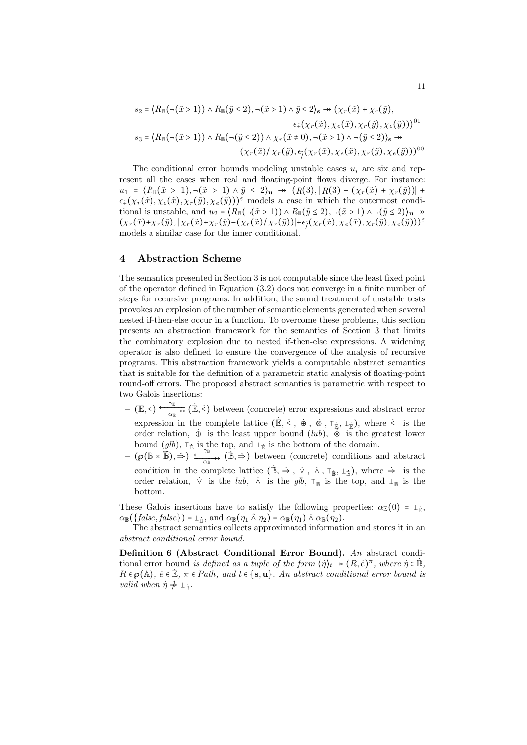$$s_2 = \langle R_{\mathbb{B}}(\neg(\tilde{x} > 1)) \wedge R_{\mathbb{B}}(\tilde{y} \leq 2), \neg(\tilde{x} > 1) \wedge \tilde{y} \leq 2\rangle_{\mathbf{s}} \twoheadrightarrow (\chi_r(\tilde{x}) + \chi_r(\tilde{y}),$$
$$\epsilon_{\tilde{+}}(\chi_r(\tilde{x}), \chi_e(\tilde{x}), \chi_r(\tilde{y}), \chi_e(\tilde{y})))^{01}$$
$$s_3 = \langle R_{\mathbb{B}}(\neg(\tilde{x} > 1)) \wedge R_{\mathbb{B}}(\neg(\tilde{y} \leq 2)) \wedge \chi_r(\tilde{x} \neq 0), \neg(\tilde{x} > 1) \wedge \neg(\tilde{y} \leq 2)\rangle_{\mathbf{s}} \twoheadrightarrow$$
$$(\chi_r(\tilde{x})/\chi_r(\tilde{y}), \epsilon_{\tilde{/}}(\chi_r(\tilde{x}), \chi_e(\tilde{x}), \chi_r(\tilde{y}), \chi_e(\tilde{y})))^{00}$$

The conditional error bounds modeling unstable cases $u_i$ are six and represent all the cases when real and floating-point flows diverge. For instance: $u_1 = \langle R_{\mathbb{B}}(\tilde{x} > 1), \neg(\tilde{x} > 1) \wedge \tilde{y} \leq 2\rangle_{\mathbf{u}} \twoheadrightarrow (R(3), |R(3) - (\chi_r(\tilde{x}) + \chi_r(\tilde{y}))| + \epsilon_{\tilde{+}}(\chi_r(\tilde{x}), \chi_e(\tilde{x}), \chi_r(\tilde{y}), \chi_e(\tilde{y})))^{\varepsilon}$ models a case in which the outermost conditional is unstable, and $u_2 = \langle R_{\mathbb{B}}(\neg(\tilde{x} > 1)) \wedge R_{\mathbb{B}}(\tilde{y} \leq 2), \neg(\tilde{x} > 1) \wedge \neg(\tilde{y} \leq 2)\rangle_{\mathbf{u}} \twoheadrightarrow (\chi_r(\tilde{x})+\chi_r(\tilde{y}), |\chi_r(\tilde{x})+\chi_r(\tilde{y})-(\chi_r(\tilde{x})/\chi_r(\tilde{y}))|+\epsilon_{\tilde{/}}(\chi_r(\tilde{x}), \chi_e(\tilde{x}), \chi_r(\tilde{y}), \chi_e(\tilde{y})))^{\varepsilon}$ models a similar case for the inner conditional.

## 4 Abstraction Scheme

The semantics presented in Section 3 is not computable since the least fixed point of the operator defined in Equation (3.2) does not converge in a finite number of steps for recursive programs. In addition, the sound treatment of unstable tests provokes an explosion of the number of semantic elements generated when several nested if-then-else occur in a function. To overcome these problems, this section presents an abstraction framework for the semantics of Section 3 that limits the combinatory explosion due to nested if-then-else expressions. A widening operator is also defined to ensure the convergence of the analysis of recursive programs. This abstraction framework yields a computable abstract semantics that is suitable for the definition of a parametric static analysis of floating-point round-off errors. The proposed abstract semantics is parametric with respect to two Galois insertions:

- $(\mathbb{E}, \leq) \underset{\alpha_{\mathbb{E}}}{\overset{\gamma_{\mathbb{E}}}{\leftrightarrows}} (\dot{\mathbb{E}}, \dot{\leq})$ between (concrete) error expressions and abstract error expression in the complete lattice $(\dot{\mathbb{E}}, \dot{\leq}, \dot{\oplus}, \dot{\otimes}, \top_{\dot{\mathbb{E}}}, \bot_{\dot{\mathbb{E}}})$, where $\dot{\leq}$ is the order relation, $\dot{\oplus}$ is the least upper bound (*lub*), $\dot{\otimes}$ is the greatest lower bound (*glb*), $\top_{\dot{\mathbb{E}}}$ is the top, and $\bot_{\dot{\mathbb{E}}}$ is the bottom of the domain.
- $(\wp(\mathbb{B} \times \widetilde{\mathbb{B}}), \Rightarrow) \underset{\alpha_{\mathbb{B}}}{\overset{\gamma_{\mathbb{B}}}{\leftrightarrows}} (\dot{\mathbb{B}}, \dot{\Rightarrow})$ between (concrete) conditions and abstract condition in the complete lattice $(\dot{\mathbb{B}}, \dot{\Rightarrow}, \dot{\vee}, \dot{\wedge}, \top_{\dot{\mathbb{B}}}, \bot_{\dot{\mathbb{B}}})$, where $\dot{\Rightarrow}$ is the order relation, $\dot{\vee}$ is the *lub*, $\dot{\wedge}$ is the *glb*, $\top_{\dot{\mathbb{B}}}$ is the top, and $\bot_{\dot{\mathbb{B}}}$ is the bottom.

These Galois insertions have to satisfy the following properties: $\alpha_{\mathbb{E}}(0) = \bot_{\dot{\mathbb{E}}}$, $\alpha_{\mathbb{B}}(\{false, false\}) = \bot_{\dot{\mathbb{B}}}$, and $\alpha_{\mathbb{B}}(\eta_1 \hat{\wedge} \eta_2) = \alpha_{\mathbb{B}}(\eta_1) \dot{\wedge} \alpha_{\mathbb{B}}(\eta_2)$.

The abstract semantics collects approximated information and stores it in an *abstract conditional error bound*.

**Definition 6 (Abstract Conditional Error Bound).** *An* abstract conditional error bound *is defined as a tuple of the form* $\langle\dot{\eta}\rangle_t \twoheadrightarrow (R, \dot{e})^{\pi}$*, where* $\dot{\eta} \in \dot{\mathbb{B}}$*,* $R \in \wp(\mathbb{A})$*,* $\dot{e} \in \dot{\mathbb{E}}$*,* $\pi \in Path$*, and* $t \in \{\mathbf{s}, \mathbf{u}\}$*. An abstract conditional error bound is valid when* $\dot{\eta} \not\dot{\Rightarrow} \bot_{\dot{\mathbb{B}}}$*.*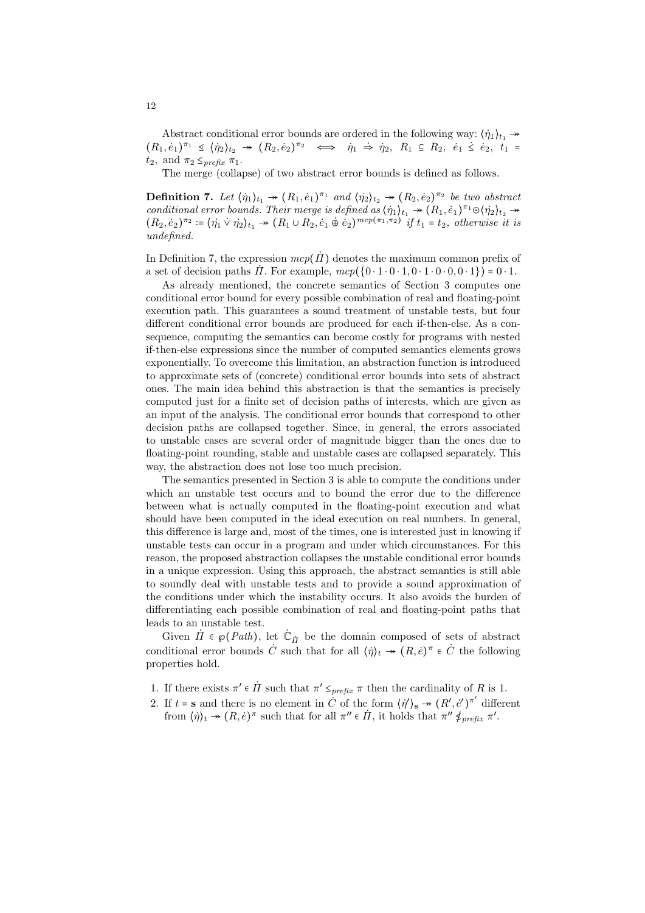Abstract conditional error bounds are ordered in the following way: $\langle \dot\eta_1 \rangle_{t_1} \twoheadrightarrow (R_1, \dot e_1)^{\pi_1} \,\dot\le\, \langle \dot\eta_2 \rangle_{t_2} \twoheadrightarrow (R_2, \dot e_2)^{\pi_2} \iff \dot\eta_1 \dot\Rightarrow \dot\eta_2,\ R_1 \subseteq R_2,\ \dot e_1 \,\dot\le\, \dot e_2,\ t_1 = t_2$, and $\pi_2 \le_{\mathit{prefix}} \pi_1$.

The merge (collapse) of two abstract error bounds is defined as follows.

**Definition 7.** *Let $\langle \dot\eta_1 \rangle_{t_1} \twoheadrightarrow (R_1, \dot e_1)^{\pi_1}$ and $\langle \dot\eta_2 \rangle_{t_2} \twoheadrightarrow (R_2, \dot e_2)^{\pi_2}$ be two abstract conditional error bounds. Their merge is defined as $\langle \dot\eta_1 \rangle_{t_1} \twoheadrightarrow (R_1, \dot e_1)^{\pi_1} \odot \langle \dot\eta_2 \rangle_{t_2} \twoheadrightarrow (R_2, \dot e_2)^{\pi_2} := \langle \dot\eta_1 \,\dot\vee\, \dot\eta_2 \rangle_{t_1} \twoheadrightarrow (R_1 \cup R_2, \dot e_1 \,\dot\oplus\, \dot e_2)^{mcp(\pi_1, \pi_2)}$ if $t_1 = t_2$, otherwise it is undefined.*

In Definition 7, the expression $mcp(\dot\Pi)$ denotes the maximum common prefix of a set of decision paths $\dot\Pi$. For example, $mcp(\{0 \cdot 1 \cdot 0 \cdot 1, 0 \cdot 1 \cdot 0 \cdot 0, 0 \cdot 1\}) = 0 \cdot 1$.

As already mentioned, the concrete semantics of Section 3 computes one conditional error bound for every possible combination of real and floating-point execution path. This guarantees a sound treatment of unstable tests, but four different conditional error bounds are produced for each if-then-else. As a consequence, computing the semantics can become costly for programs with nested if-then-else expressions since the number of computed semantics elements grows exponentially. To overcome this limitation, an abstraction function is introduced to approximate sets of (concrete) conditional error bounds into sets of abstract ones. The main idea behind this abstraction is that the semantics is precisely computed just for a finite set of decision paths of interests, which are given as an input of the analysis. The conditional error bounds that correspond to other decision paths are collapsed together. Since, in general, the errors associated to unstable cases are several order of magnitude bigger than the ones due to floating-point rounding, stable and unstable cases are collapsed separately. This way, the abstraction does not lose too much precision.

The semantics presented in Section 3 is able to compute the conditions under which an unstable test occurs and to bound the error due to the difference between what is actually computed in the floating-point execution and what should have been computed in the ideal execution on real numbers. In general, this difference is large and, most of the times, one is interested just in knowing if unstable tests can occur in a program and under which circumstances. For this reason, the proposed abstraction collapses the unstable conditional error bounds in a unique expression. Using this approach, the abstract semantics is still able to soundly deal with unstable tests and to provide a sound approximation of the conditions under which the instability occurs. It also avoids the burden of differentiating each possible combination of real and floating-point paths that leads to an unstable test.

Given $\dot\Pi \in \wp(\mathit{Path})$, let $\dot{\mathbb{C}}_{\dot\Pi}$ be the domain composed of sets of abstract conditional error bounds $\dot C$ such that for all $\langle \dot\eta \rangle_t \twoheadrightarrow (R, \dot e)^{\pi} \in \dot C$ the following properties hold.

1. If there exists $\pi' \in \dot\Pi$ such that $\pi' \le_{\mathit{prefix}} \pi$ then the cardinality of $R$ is 1.
2. If $t = \mathbf{s}$ and there is no element in $\dot C$ of the form $\langle \dot\eta' \rangle_{\mathbf{s}} \twoheadrightarrow (R', \dot e')^{\pi'}$ different from $\langle \dot\eta \rangle_t \twoheadrightarrow (R, \dot e)^{\pi}$ such that for all $\pi'' \in \dot\Pi$, it holds that $\pi'' \not\le_{\mathit{prefix}} \pi'$.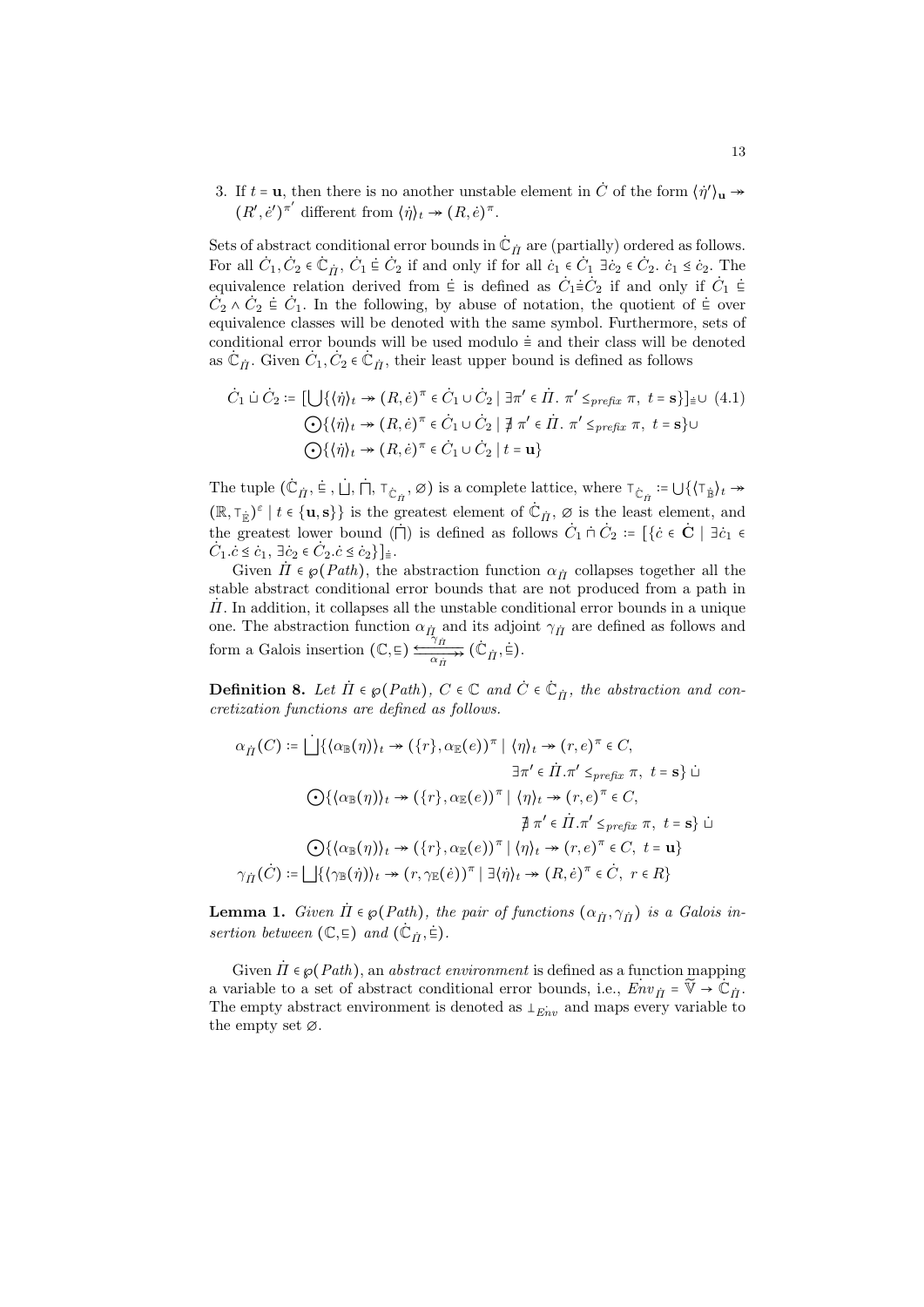3. If $t = \mathbf{u}$, then there is no another unstable element in $\dot{C}$ of the form $\langle \dot{\eta}' \rangle_{\mathbf{u}} \twoheadrightarrow (R', \dot{e}')^{\pi'}$ different from $\langle \dot{\eta} \rangle_t \twoheadrightarrow (R, \dot{e})^{\pi}$.

Sets of abstract conditional error bounds in $\dot{\mathbb{C}}_{\dot{\Pi}}$ are (partially) ordered as follows. For all $\dot{C}_1, \dot{C}_2 \in \dot{\mathbb{C}}_{\dot{\Pi}}$, $\dot{C}_1 \dot{\sqsubseteq} \dot{C}_2$ if and only if for all $\dot{c}_1 \in \dot{C}_1$ $\exists \dot{c}_2 \in \dot{C}_2$. $\dot{c}_1 \dot{\leq} \dot{c}_2$. The equivalence relation derived from $\dot{\sqsubseteq}$ is defined as $\dot{C}_1 \dot{\equiv} \dot{C}_2$ if and only if $\dot{C}_1 \dot{\sqsubseteq} \dot{C}_2 \wedge \dot{C}_2 \dot{\sqsubseteq} \dot{C}_1$. In the following, by abuse of notation, the quotient of $\dot{\sqsubseteq}$ over equivalence classes will be denoted with the same symbol. Furthermore, sets of conditional error bounds will be used modulo $\dot{\equiv}$ and their class will be denoted as $\dot{\mathbb{C}}_{\dot{\Pi}}$. Given $\dot{C}_1, \dot{C}_2 \in \dot{\mathbb{C}}_{\dot{\Pi}}$, their least upper bound is defined as follows

$$
\begin{aligned}
\dot{C}_1 \dot{\sqcup} \dot{C}_2 := \; & [\bigcup \{\langle \dot{\eta} \rangle_t \twoheadrightarrow (R, \dot{e})^{\pi} \in \dot{C}_1 \cup \dot{C}_2 \mid \exists \pi' \in \dot{\Pi}.\ \pi' \leq_{prefix} \pi,\ t = \mathbf{s}\}]_{\dot{\equiv}} \cup \quad (4.1)\\
& \bigodot \{\langle \dot{\eta} \rangle_t \twoheadrightarrow (R, \dot{e})^{\pi} \in \dot{C}_1 \cup \dot{C}_2 \mid \nexists\, \pi' \in \dot{\Pi}.\ \pi' \leq_{prefix} \pi,\ t = \mathbf{s}\} \cup \\
& \bigodot \{\langle \dot{\eta} \rangle_t \twoheadrightarrow (R, \dot{e})^{\pi} \in \dot{C}_1 \cup \dot{C}_2 \mid t = \mathbf{u}\}
\end{aligned}
$$

The tuple $(\dot{\mathbb{C}}_{\dot{\Pi}}, \dot{\sqsubseteq}, \dot{\bigsqcup}, \dot{\bigsqcap}, \top_{\dot{\mathbb{C}}_{\dot{\Pi}}}, \varnothing)$ is a complete lattice, where $\top_{\dot{\mathbb{C}}_{\dot{\Pi}}} := \bigcup \{\langle \top_{\dot{\mathbb{B}}} \rangle_t \twoheadrightarrow (\mathbb{R}, \top_{\dot{\mathbb{E}}})^{\varepsilon} \mid t \in \{\mathbf{u}, \mathbf{s}\}\}$ is the greatest element of $\dot{\mathbb{C}}_{\dot{\Pi}}$, $\varnothing$ is the least element, and the greatest lower bound ($\dot{\bigsqcap}$) is defined as follows $\dot{C}_1 \dot{\sqcap} \dot{C}_2 := [\{\dot{c} \in \dot{\mathbf{C}} \mid \exists \dot{c}_1 \in \dot{C}_1. \dot{c} \dot{\leq} \dot{c}_1,\ \exists \dot{c}_2 \in \dot{C}_2. \dot{c} \dot{\leq} \dot{c}_2\}]_{\dot{\equiv}}$.

Given $\dot{\Pi} \in \wp(Path)$, the abstraction function $\alpha_{\dot{\Pi}}$ collapses together all the stable abstract conditional error bounds that are not produced from a path in $\dot{\Pi}$. In addition, it collapses all the unstable conditional error bounds in a unique one. The abstraction function $\alpha_{\dot{\Pi}}$ and its adjoint $\gamma_{\dot{\Pi}}$ are defined as follows and form a Galois insertion $(\mathbb{C}, \sqsubseteq) \underset{\alpha_{\dot{\Pi}}}{\overset{\gamma_{\dot{\Pi}}}{\leftrightarrows}} (\dot{\mathbb{C}}_{\dot{\Pi}}, \dot{\sqsubseteq})$.

**Definition 8.** *Let $\dot{\Pi} \in \wp(Path)$, $C \in \mathbb{C}$ and $\dot{C} \in \dot{\mathbb{C}}_{\dot{\Pi}}$, the abstraction and concretization functions are defined as follows.*

$$
\begin{aligned}
\alpha_{\dot{\Pi}}(C) := \; & \dot{\bigsqcup} \{\langle \alpha_{\mathbb{B}}(\eta) \rangle_t \twoheadrightarrow (\{r\}, \alpha_{\mathbb{E}}(e))^{\pi} \mid \langle \eta \rangle_t \twoheadrightarrow (r, e)^{\pi} \in C,\\
& \qquad \exists \pi' \in \dot{\Pi}. \pi' \leq_{prefix} \pi,\ t = \mathbf{s}\} \ \dot{\sqcup} \\
& \bigodot \{\langle \alpha_{\mathbb{B}}(\eta) \rangle_t \twoheadrightarrow (\{r\}, \alpha_{\mathbb{E}}(e))^{\pi} \mid \langle \eta \rangle_t \twoheadrightarrow (r, e)^{\pi} \in C,\\
& \qquad \nexists\, \pi' \in \dot{\Pi}. \pi' \leq_{prefix} \pi,\ t = \mathbf{s}\} \ \dot{\sqcup} \\
& \bigodot \{\langle \alpha_{\mathbb{B}}(\eta) \rangle_t \twoheadrightarrow (\{r\}, \alpha_{\mathbb{E}}(e))^{\pi} \mid \langle \eta \rangle_t \twoheadrightarrow (r, e)^{\pi} \in C,\ t = \mathbf{u}\} \\
\gamma_{\dot{\Pi}}(\dot{C}) := \; & \bigsqcup \{\langle \gamma_{\mathbb{B}}(\dot{\eta}) \rangle_t \twoheadrightarrow (r, \gamma_{\mathbb{E}}(\dot{e}))^{\pi} \mid \exists \langle \dot{\eta} \rangle_t \twoheadrightarrow (R, \dot{e})^{\pi} \in \dot{C},\ r \in R\}
\end{aligned}
$$

**Lemma 1.** *Given $\dot{\Pi} \in \wp(Path)$, the pair of functions $(\alpha_{\dot{\Pi}}, \gamma_{\dot{\Pi}})$ is a Galois insertion between $(\mathbb{C}, \sqsubseteq)$ and $(\dot{\mathbb{C}}_{\dot{\Pi}}, \dot{\sqsubseteq})$.*

Given $\dot{\Pi} \in \wp(Path)$, an *abstract environment* is defined as a function mapping a variable to a set of abstract conditional error bounds, i.e., $\dot{Env}_{\dot{\Pi}} = \widetilde{\mathbb{V}} \to \dot{\mathbb{C}}_{\dot{\Pi}}$. The empty abstract environment is denoted as $\bot_{\dot{Env}}$ and maps every variable to the empty set $\varnothing$.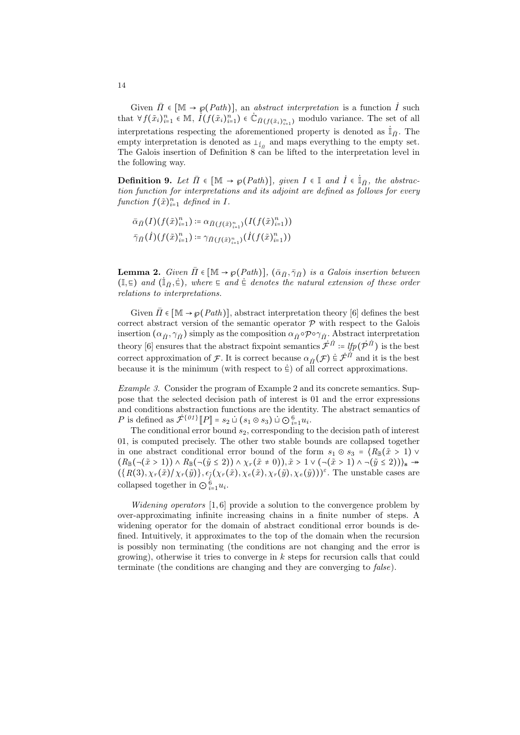Given $\bar{\Pi} \in [\mathbb{M} \to \wp(Path)]$, an *abstract interpretation* is a function $\dot{I}$ such that $\forall f(\tilde{x}_i)_{i=1}^n \in \mathbb{M}$, $\dot{I}(f(\tilde{x}_i)_{i=1}^n) \in \dot{\mathbb{C}}_{\bar{\Pi}(f(\tilde{x}_i)_{i=1}^n)}$ modulo variance. The set of all interpretations respecting the aforementioned property is denoted as $\dot{\mathbb{I}}_{\bar{\Pi}}$. The empty interpretation is denoted as $\perp_{\dot{\mathbb{I}}_{\bar{\Pi}}}$ and maps everything to the empty set. The Galois insertion of Definition 8 can be lifted to the interpretation level in the following way.

**Definition 9.** *Let $\bar{\Pi} \in [\mathbb{M} \to \wp(Path)]$, given $I \in \mathbb{I}$ and $\dot{I} \in \dot{\mathbb{I}}_{\bar{\Pi}}$, the abstraction function for interpretations and its adjoint are defined as follows for every function $f(\tilde{x})_{i=1}^n$ defined in $I$.*

$$\bar{\alpha}_{\bar{\Pi}}(I)(f(\tilde{x})_{i=1}^n) \coloneqq \alpha_{\bar{\Pi}(f(\tilde{x})_{i=1}^n)}(I(f(\tilde{x})_{i=1}^n))$$

$$\bar{\gamma}_{\bar{\Pi}}(\dot{I})(f(\tilde{x})_{i=1}^n) \coloneqq \gamma_{\bar{\Pi}(f(\tilde{x})_{i=1}^n)}(\dot{I}(f(\tilde{x})_{i=1}^n))$$

**Lemma 2.** *Given $\bar{\Pi} \in [\mathbb{M} \to \wp(Path)]$, $(\bar{\alpha}_{\bar{\Pi}}, \bar{\gamma}_{\bar{\Pi}})$ is a Galois insertion between $(\mathbb{I}, \sqsubseteq)$ and $(\dot{\mathbb{I}}_{\bar{\Pi}}, \dot{\sqsubseteq})$, where $\sqsubseteq$ and $\dot{\sqsubseteq}$ denotes the natural extension of these order relations to interpretations.*

Given $\bar{\Pi} \in [\mathbb{M} \to \wp(Path)]$, abstract interpretation theory [6] defines the best correct abstract version of the semantic operator $\mathcal{P}$ with respect to the Galois insertion $(\alpha_{\dot{\Pi}}, \gamma_{\dot{\Pi}})$ simply as the composition $\alpha_{\dot{\Pi}} \circ \mathcal{P} \circ \gamma_{\dot{\Pi}}$. Abstract interpretation theory [6] ensures that the abstract fixpoint semantics $\dot{\mathcal{F}}^{\dot{\Pi}} \coloneqq \mathit{lfp}(\dot{\mathcal{P}}^{\dot{\Pi}})$ is the best correct approximation of $\mathcal{F}$. It is correct because $\alpha_{\dot{\Pi}}(\mathcal{F}) \dot{\sqsubseteq} \dot{\mathcal{F}}^{\dot{\Pi}}$ and it is the best because it is the minimum (with respect to $\dot{\sqsubseteq}$) of all correct approximations.

*Example 3.* Consider the program of Example 2 and its concrete semantics. Suppose that the selected decision path of interest is 01 and the error expressions and conditions abstraction functions are the identity. The abstract semantics of $P$ is defined as $\dot{\mathcal{F}}^{\{01\}}[\![P]\!] = s_2 \,\dot{\sqcup}\, (s_1 \odot s_3) \,\dot{\sqcup}\, \bigodot_{i=1}^{6} u_i$.

The conditional error bound $s_2$, corresponding to the decision path of interest 01, is computed precisely. The other two stable bounds are collapsed together in one abstract conditional error bound of the form $s_1 \odot s_3 = \langle R_{\mathbb{B}}(\tilde{x} > 1) \vee (R_{\mathbb{B}}(\neg(\tilde{x} > 1)) \wedge R_{\mathbb{B}}(\neg(\tilde{y} \le 2)) \wedge \chi_r(\tilde{x} \ne 0)), \tilde{x} > 1 \vee (\neg(\tilde{x} > 1) \wedge \neg(\tilde{y} \le 2))\rangle_{\mathbf{s}} \twoheadrightarrow (\{R(3), \chi_r(\tilde{x})/\chi_r(\tilde{y})\}, \epsilon_{\tilde{/}}(\chi_r(\tilde{x}), \chi_e(\tilde{x}), \chi_r(\tilde{y}), \chi_e(\tilde{y})))^{\varepsilon}$. The unstable cases are collapsed together in $\bigodot_{i=1}^{6} u_i$.

*Widening operators* [1, 6] provide a solution to the convergence problem by over-approximating infinite increasing chains in a finite number of steps. A widening operator for the domain of abstract conditional error bounds is defined. Intuitively, it approximates to the top of the domain when the recursion is possibly non terminating (the conditions are not changing and the error is growing), otherwise it tries to converge in $k$ steps for recursion calls that could terminate (the conditions are changing and they are converging to *false*).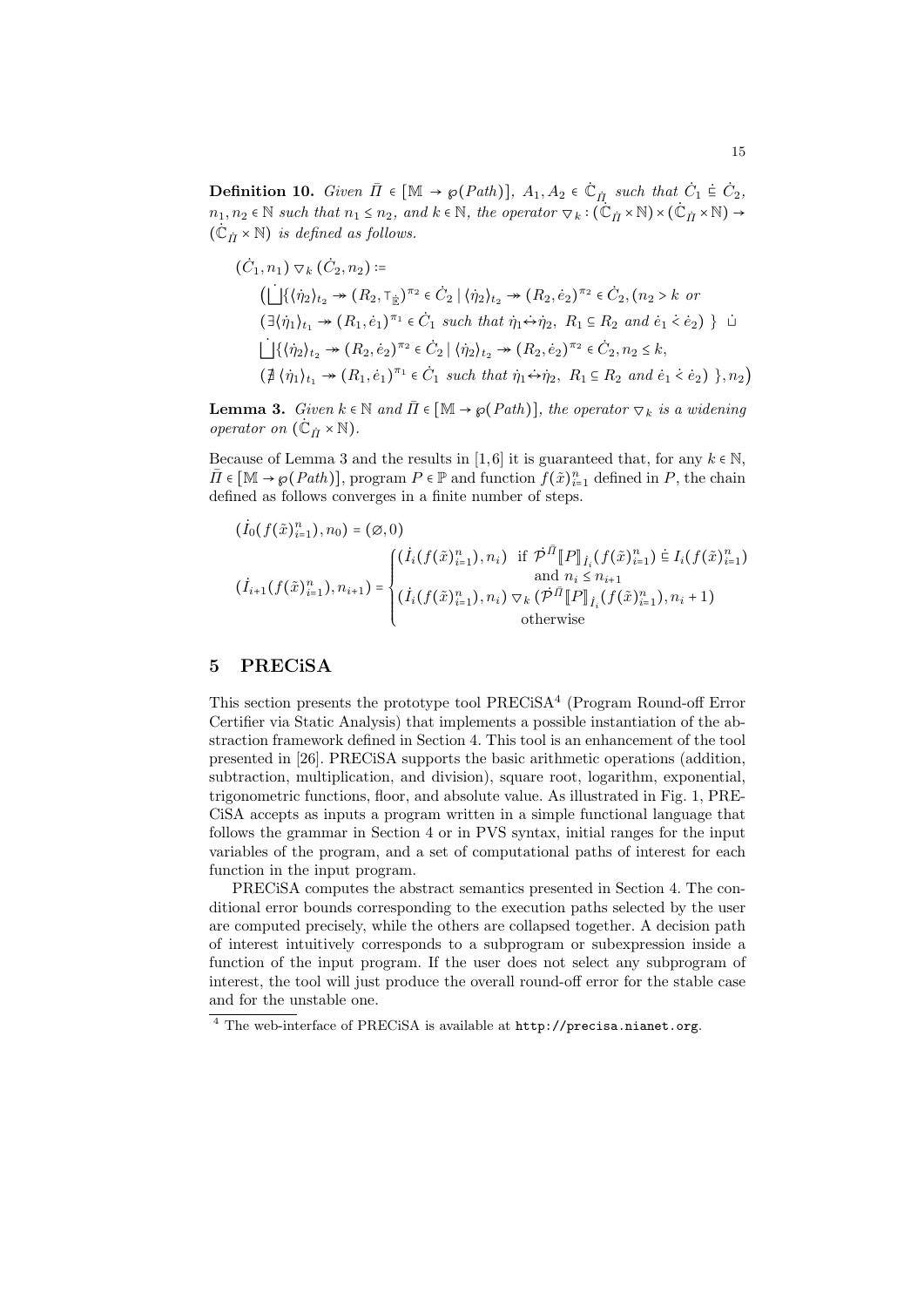**Definition 10.** *Given* $\bar{\Pi} \in [\mathbb{M} \to \wp(Path)]$*,* $A_1, A_2 \in \dot{\mathbb{C}}_{\dot{\Pi}}$ *such that* $\dot{C}_1 \dot{\sqsubseteq} \dot{C}_2$*,* $n_1, n_2 \in \mathbb{N}$ *such that* $n_1 \leq n_2$*, and* $k \in \mathbb{N}$*, the operator* $\triangledown_k : (\dot{\mathbb{C}}_{\dot{\Pi}} \times \mathbb{N}) \times (\dot{\mathbb{C}}_{\dot{\Pi}} \times \mathbb{N}) \to (\dot{\mathbb{C}}_{\dot{\Pi}} \times \mathbb{N})$ *is defined as follows.*

$$
\begin{aligned}
&(\dot{C}_1, n_1) \triangledown_k (\dot{C}_2, n_2) := \\
&\quad \Big( \dot{\bigsqcup} \{ \langle \dot{\eta}_2 \rangle_{t_2} \twoheadrightarrow (R_2, \top_{\dot{\mathbb{E}}})^{\pi_2} \in \dot{C}_2 \mid \langle \dot{\eta}_2 \rangle_{t_2} \twoheadrightarrow (R_2, \dot{e}_2)^{\pi_2} \in \dot{C}_2, (n_2 > k \textit{ or} \\
&\quad (\exists \langle \dot{\eta}_1 \rangle_{t_1} \twoheadrightarrow (R_1, \dot{e}_1)^{\pi_1} \in \dot{C}_1 \textit{ such that } \dot{\eta}_1 \dot{\leftrightarrow} \dot{\eta}_2,\ R_1 \subseteq R_2 \textit{ and } \dot{e}_1 \dot{<} \dot{e}_2) \ \} \ \dot{\sqcup} \\
&\quad \dot{\bigsqcup} \{ \langle \dot{\eta}_2 \rangle_{t_2} \twoheadrightarrow (R_2, \dot{e}_2)^{\pi_2} \in \dot{C}_2 \mid \langle \dot{\eta}_2 \rangle_{t_2} \twoheadrightarrow (R_2, \dot{e}_2)^{\pi_2} \in \dot{C}_2, n_2 \leq k, \\
&\quad (\nexists \langle \dot{\eta}_1 \rangle_{t_1} \twoheadrightarrow (R_1, \dot{e}_1)^{\pi_1} \in \dot{C}_1 \textit{ such that } \dot{\eta}_1 \dot{\leftrightarrow} \dot{\eta}_2,\ R_1 \subseteq R_2 \textit{ and } \dot{e}_1 \dot{<} \dot{e}_2) \ \}, n_2 \Big)
\end{aligned}
$$

**Lemma 3.** *Given* $k \in \mathbb{N}$ *and* $\bar{\Pi} \in [\mathbb{M} \to \wp(Path)]$*, the operator* $\triangledown_k$ *is a widening operator on* $(\dot{\mathbb{C}}_{\dot{\Pi}} \times \mathbb{N})$*.*

Because of Lemma 3 and the results in [1,6] it is guaranteed that, for any $k \in \mathbb{N}$, $\bar{\Pi} \in [\mathbb{M} \to \wp(Path)]$, program $P \in \mathbb{P}$ and function $f(\tilde{x})_{i=1}^n$ defined in $P$, the chain defined as follows converges in a finite number of steps.

$$
(\dot{I}_0(f(\tilde{x})_{i=1}^n), n_0) = (\varnothing, 0)
$$

$$
(\dot{I}_{i+1}(f(\tilde{x})_{i=1}^n), n_{i+1}) =
\begin{cases}
(\dot{I}_i(f(\tilde{x})_{i=1}^n), n_i) & \text{if } \dot{\mathcal{P}}^{\bar{\Pi}}[\![P]\!]_{\dot{I}_i}(f(\tilde{x})_{i=1}^n) \dot{\sqsubseteq} I_i(f(\tilde{x})_{i=1}^n) \\
& \quad \text{and } n_i \leq n_{i+1} \\
(\dot{I}_i(f(\tilde{x})_{i=1}^n), n_i) \triangledown_k (\dot{\mathcal{P}}^{\bar{\Pi}}[\![P]\!]_{\dot{I}_i}(f(\tilde{x})_{i=1}^n), n_i + 1) & \\
& \quad \text{otherwise}
\end{cases}
$$

## 5 PRECiSA

This section presents the prototype tool PRECiSA[4] (Program Round-off Error Certifier via Static Analysis) that implements a possible instantiation of the abstraction framework defined in Section 4. This tool is an enhancement of the tool presented in [26]. PRECiSA supports the basic arithmetic operations (addition, subtraction, multiplication, and division), square root, logarithm, exponential, trigonometric functions, floor, and absolute value. As illustrated in Fig. 1, PRECiSA accepts as inputs a program written in a simple functional language that follows the grammar in Section 4 or in PVS syntax, initial ranges for the input variables of the program, and a set of computational paths of interest for each function in the input program.

PRECiSA computes the abstract semantics presented in Section 4. The conditional error bounds corresponding to the execution paths selected by the user are computed precisely, while the others are collapsed together. A decision path of interest intuitively corresponds to a subprogram or subexpression inside a function of the input program. If the user does not select any subprogram of interest, the tool will just produce the overall round-off error for the stable case and for the unstable one.

[4] The web-interface of PRECiSA is available at http://precisa.nianet.org.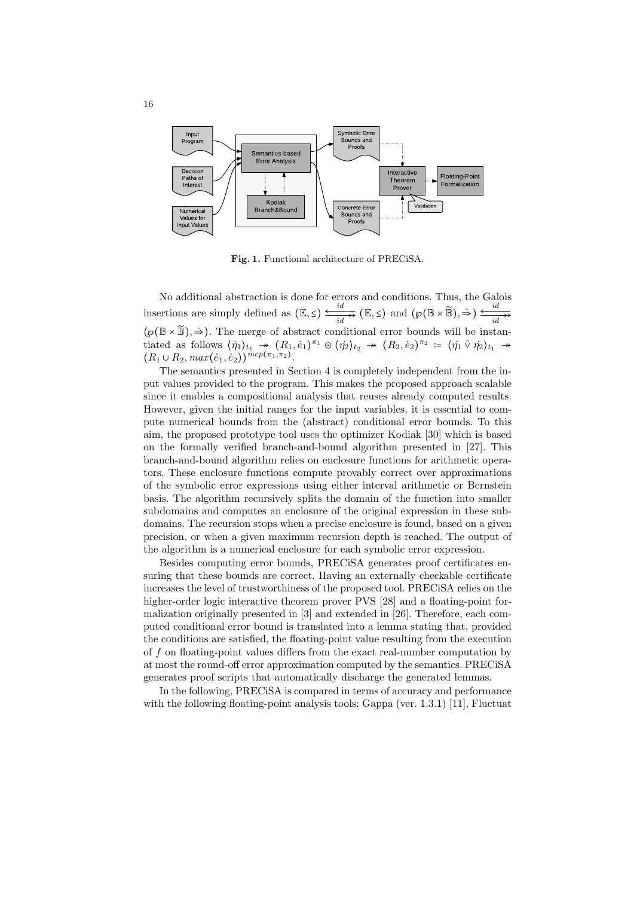**Fig. 1.** Functional architecture of PRECiSA.

No additional abstraction is done for errors and conditions. Thus, the Galois insertions are simply defined as $(\mathbb{E}, \leq) \underset{id}{\overset{id}{\leftrightarrows}} (\mathbb{E}, \leq)$ and $(\wp(\mathbb{B} \times \widetilde{\mathbb{B}}), \Rightarrow) \underset{id}{\overset{id}{\leftrightarrows}} (\wp(\mathbb{B} \times \widetilde{\mathbb{B}}), \Rightarrow)$. The merge of abstract conditional error bounds will be instantiated as follows $\langle \dot{\eta}_1 \rangle_{t_1} \twoheadrightarrow (R_1, \dot{e}_1)^{\pi_1} \odot \langle \dot{\eta}_2 \rangle_{t_2} \twoheadrightarrow (R_2, \dot{e}_2)^{\pi_2} := \langle \dot{\eta}_1 \hat{\vee} \dot{\eta}_2 \rangle_{t_1} \twoheadrightarrow (R_1 \cup R_2, max(\dot{e}_1, \dot{e}_2))^{mcp(\pi_1, \pi_2)}$.

The semantics presented in Section 4 is completely independent from the input values provided to the program. This makes the proposed approach scalable since it enables a compositional analysis that reuses already computed results. However, given the initial ranges for the input variables, it is essential to compute numerical bounds from the (abstract) conditional error bounds. To this aim, the proposed prototype tool uses the optimizer Kodiak [30] which is based on the formally verified branch-and-bound algorithm presented in [27]. This branch-and-bound algorithm relies on enclosure functions for arithmetic operators. These enclosure functions compute provably correct over approximations of the symbolic error expressions using either interval arithmetic or Bernstein basis. The algorithm recursively splits the domain of the function into smaller subdomains and computes an enclosure of the original expression in these subdomains. The recursion stops when a precise enclosure is found, based on a given precision, or when a given maximum recursion depth is reached. The output of the algorithm is a numerical enclosure for each symbolic error expression.

Besides computing error bounds, PRECiSA generates proof certificates ensuring that these bounds are correct. Having an externally checkable certificate increases the level of trustworthiness of the proposed tool. PRECiSA relies on the higher-order logic interactive theorem prover PVS [28] and a floating-point formalization originally presented in [3] and extended in [26]. Therefore, each computed conditional error bound is translated into a lemma stating that, provided the conditions are satisfied, the floating-point value resulting from the execution of $f$ on floating-point values differs from the exact real-number computation by at most the round-off error approximation computed by the semantics. PRECiSA generates proof scripts that automatically discharge the generated lemmas.

In the following, PRECiSA is compared in terms of accuracy and performance with the following floating-point analysis tools: Gappa (ver. 1.3.1) [11], Fluctuat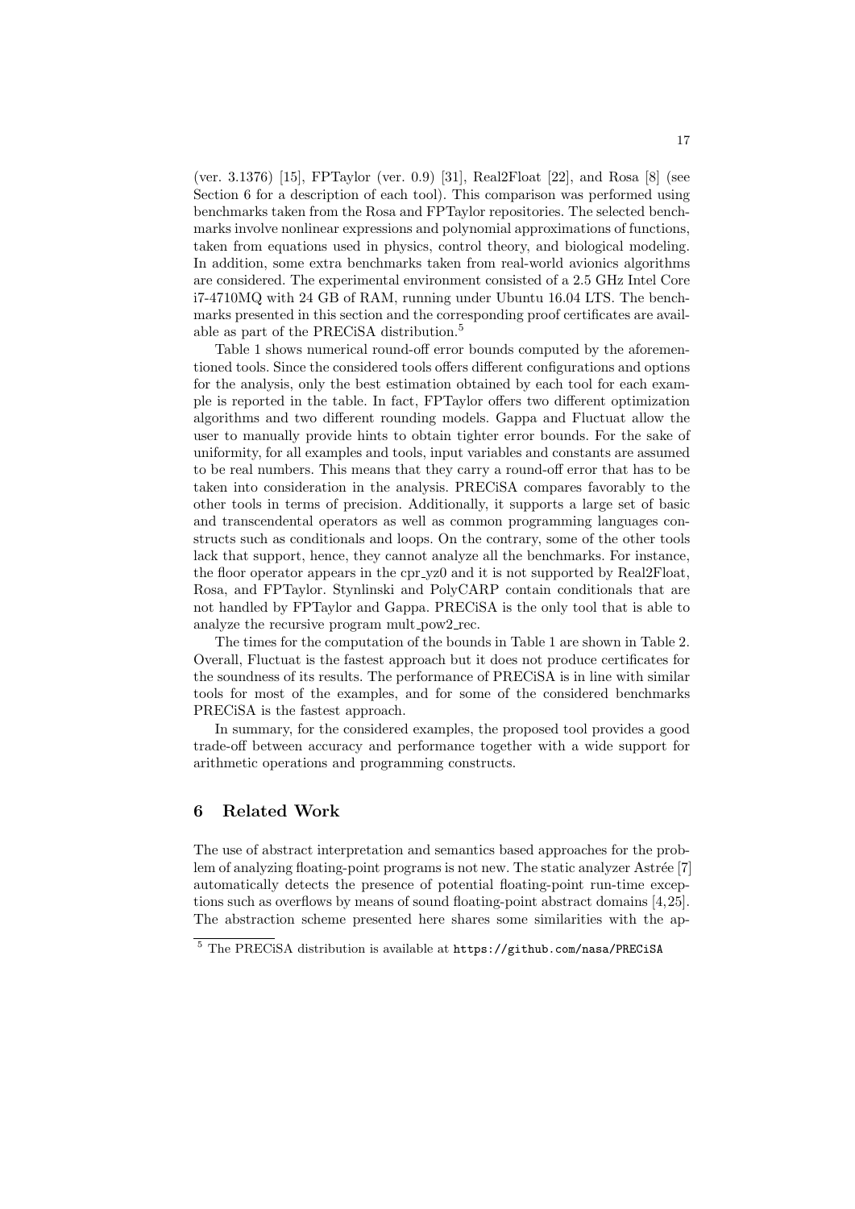(ver. 3.1376) [15], FPTaylor (ver. 0.9) [31], Real2Float [22], and Rosa [8] (see Section 6 for a description of each tool). This comparison was performed using benchmarks taken from the Rosa and FPTaylor repositories. The selected benchmarks involve nonlinear expressions and polynomial approximations of functions, taken from equations used in physics, control theory, and biological modeling. In addition, some extra benchmarks taken from real-world avionics algorithms are considered. The experimental environment consisted of a 2.5 GHz Intel Core i7-4710MQ with 24 GB of RAM, running under Ubuntu 16.04 LTS. The benchmarks presented in this section and the corresponding proof certificates are available as part of the PRECiSA distribution.[5]

Table 1 shows numerical round-off error bounds computed by the aforementioned tools. Since the considered tools offers different configurations and options for the analysis, only the best estimation obtained by each tool for each example is reported in the table. In fact, FPTaylor offers two different optimization algorithms and two different rounding models. Gappa and Fluctuat allow the user to manually provide hints to obtain tighter error bounds. For the sake of uniformity, for all examples and tools, input variables and constants are assumed to be real numbers. This means that they carry a round-off error that has to be taken into consideration in the analysis. PRECiSA compares favorably to the other tools in terms of precision. Additionally, it supports a large set of basic and transcendental operators as well as common programming languages constructs such as conditionals and loops. On the contrary, some of the other tools lack that support, hence, they cannot analyze all the benchmarks. For instance, the floor operator appears in the cpr_yz0 and it is not supported by Real2Float, Rosa, and FPTaylor. Stynlinski and PolyCARP contain conditionals that are not handled by FPTaylor and Gappa. PRECiSA is the only tool that is able to analyze the recursive program mult_pow2_rec.

The times for the computation of the bounds in Table 1 are shown in Table 2. Overall, Fluctuat is the fastest approach but it does not produce certificates for the soundness of its results. The performance of PRECiSA is in line with similar tools for most of the examples, and for some of the considered benchmarks PRECiSA is the fastest approach.

In summary, for the considered examples, the proposed tool provides a good trade-off between accuracy and performance together with a wide support for arithmetic operations and programming constructs.

## 6 Related Work

The use of abstract interpretation and semantics based approaches for the problem of analyzing floating-point programs is not new. The static analyzer Astrée [7] automatically detects the presence of potential floating-point run-time exceptions such as overflows by means of sound floating-point abstract domains [4,25]. The abstraction scheme presented here shares some similarities with the ap-

[5] The PRECiSA distribution is available at https://github.com/nasa/PRECiSA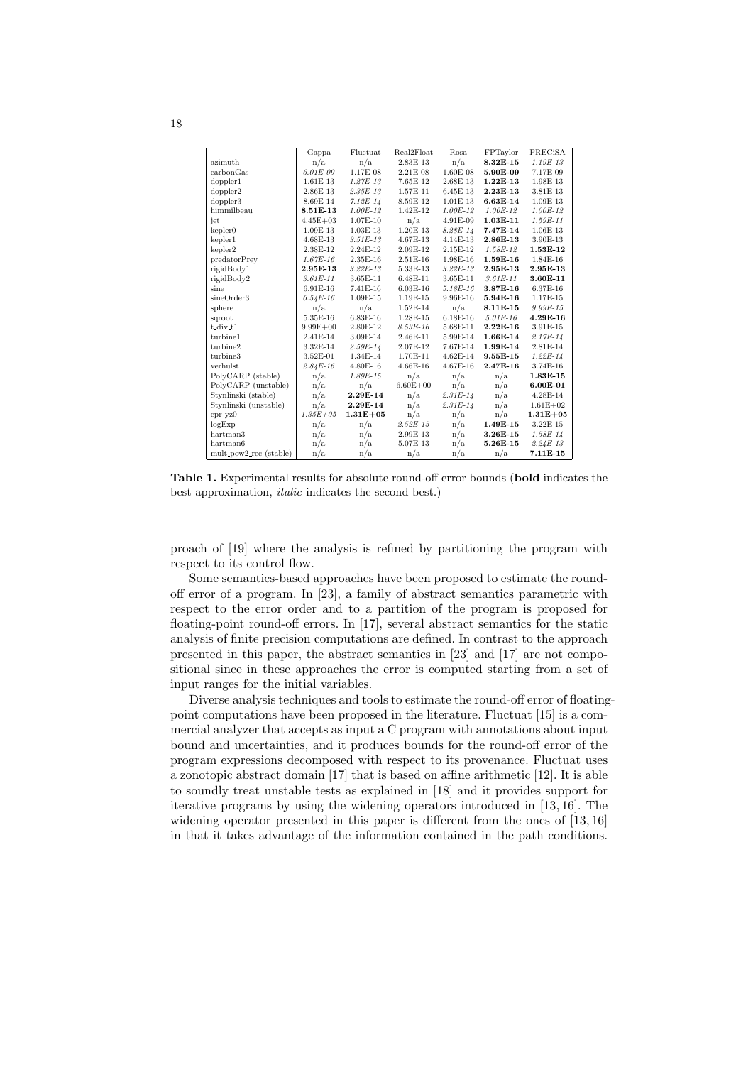|  | Gappa | Fluctuat | Real2Float | Rosa | FPTaylor | PRECiSA |
|---|---|---|---|---|---|---|
| azimuth | n/a | n/a | 2.83E-13 | n/a | **8.32E-15** | *1.19E-13* |
| carbonGas | *6.01E-09* | 1.17E-08 | 2.21E-08 | 1.60E-08 | **5.90E-09** | 7.17E-09 |
| doppler1 | 1.61E-13 | *1.27E-13* | 7.65E-12 | 2.68E-13 | **1.22E-13** | 1.98E-13 |
| doppler2 | 2.86E-13 | *2.35E-13* | 1.57E-11 | 6.45E-13 | **2.23E-13** | 3.81E-13 |
| doppler3 | 8.69E-14 | *7.12E-14* | 8.59E-12 | 1.01E-13 | **6.63E-14** | 1.09E-13 |
| himmilbeau | **8.51E-13** | *1.00E-12* | 1.42E-12 | *1.00E-12* | *1.00E-12* | *1.00E-12* |
| jet | 4.45E+03 | 1.07E-10 | n/a | 4.91E-09 | **1.03E-11** | *1.59E-11* |
| kepler0 | 1.09E-13 | 1.03E-13 | 1.20E-13 | *8.28E-14* | **7.47E-14** | 1.06E-13 |
| kepler1 | 4.68E-13 | *3.51E-13* | 4.67E-13 | 4.14E-13 | **2.86E-13** | 3.90E-13 |
| kepler2 | 2.38E-12 | 2.24E-12 | 2.09E-12 | 2.15E-12 | *1.58E-12* | **1.53E-12** |
| predatorPrey | *1.67E-16* | 2.35E-16 | 2.51E-16 | 1.98E-16 | **1.59E-16** | 1.84E-16 |
| rigidBody1 | **2.95E-13** | *3.22E-13* | 5.33E-13 | *3.22E-13* | **2.95E-13** | **2.95E-13** |
| rigidBody2 | *3.61E-11* | 3.65E-11 | 6.48E-11 | 3.65E-11 | *3.61E-11* | **3.60E-11** |
| sine | 6.91E-16 | 7.41E-16 | 6.03E-16 | *5.18E-16* | **3.87E-16** | 6.37E-16 |
| sineOrder3 | *6.54E-16* | 1.09E-15 | 1.19E-15 | 9.96E-16 | **5.94E-16** | 1.17E-15 |
| sphere | n/a | n/a | 1.52E-14 | n/a | **8.11E-15** | *9.99E-15* |
| sqroot | 5.35E-16 | 6.83E-16 | 1.28E-15 | 6.18E-16 | *5.01E-16* | **4.29E-16** |
| t_div_t1 | 9.99E+00 | 2.80E-12 | *8.53E-16* | 5.68E-11 | **2.22E-16** | 3.91E-15 |
| turbine1 | 2.41E-14 | 3.09E-14 | 2.46E-11 | 5.99E-14 | **1.66E-14** | *2.17E-14* |
| turbine2 | 3.32E-14 | *2.59E-14* | 2.07E-12 | 7.67E-14 | **1.99E-14** | 2.81E-14 |
| turbine3 | 3.52E-01 | 1.34E-14 | 1.70E-11 | 4.62E-14 | **9.55E-15** | *1.22E-14* |
| verhulst | *2.84E-16* | 4.80E-16 | 4.66E-16 | 4.67E-16 | **2.47E-16** | 3.74E-16 |
| PolyCARP (stable) | n/a | *1.89E-15* | n/a | n/a | n/a | **1.83E-15** |
| PolyCARP (unstable) | n/a | n/a | 6.60E+00 | n/a | n/a | **6.00E-01** |
| Stynlinski (stable) | n/a | **2.29E-14** | n/a | *2.31E-14* | n/a | 4.28E-14 |
| Stynlinski (unstable) | n/a | **2.29E-14** | n/a | *2.31E-14* | n/a | 1.61E+02 |
| cpr_yz0 | *1.35E+05* | **1.31E+05** | n/a | n/a | n/a | **1.31E+05** |
| logExp | n/a | n/a | *2.52E-15* | n/a | **1.49E-15** | 3.22E-15 |
| hartman3 | n/a | n/a | 2.99E-13 | n/a | **3.26E-15** | *1.58E-14* |
| hartman6 | n/a | n/a | 5.07E-13 | n/a | **5.26E-15** | *2.24E-13* |
| mult_pow2_rec (stable) | n/a | n/a | n/a | n/a | n/a | **7.11E-15** |

**Table 1.** Experimental results for absolute round-off error bounds (**bold** indicates the best approximation, *italic* indicates the second best.)

proach of [19] where the analysis is refined by partitioning the program with respect to its control flow.

Some semantics-based approaches have been proposed to estimate the round-off error of a program. In [23], a family of abstract semantics parametric with respect to the error order and to a partition of the program is proposed for floating-point round-off errors. In [17], several abstract semantics for the static analysis of finite precision computations are defined. In contrast to the approach presented in this paper, the abstract semantics in [23] and [17] are not compositional since in these approaches the error is computed starting from a set of input ranges for the initial variables.

Diverse analysis techniques and tools to estimate the round-off error of floating-point computations have been proposed in the literature. Fluctuat [15] is a commercial analyzer that accepts as input a C program with annotations about input bound and uncertainties, and it produces bounds for the round-off error of the program expressions decomposed with respect to its provenance. Fluctuat uses a zonotopic abstract domain [17] that is based on affine arithmetic [12]. It is able to soundly treat unstable tests as explained in [18] and it provides support for iterative programs by using the widening operators introduced in [13, 16]. The widening operator presented in this paper is different from the ones of [13, 16] in that it takes advantage of the information contained in the path conditions.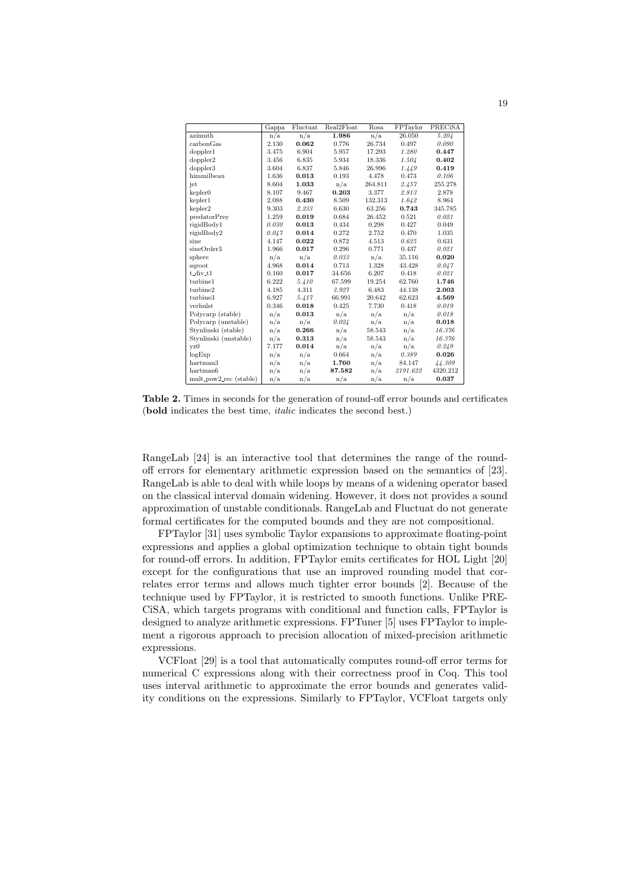| | Gappa | Fluctuat | Real2Float | Rosa | FPTaylor | PRECiSA |
|---|---|---|---|---|---|---|
| azimuth | n/a | n/a | **1.986** | n/a | 26.050 | *5.204* |
| carbonGas | 2.130 | **0.062** | 0.776 | 26.734 | 0.497 | *0.090* |
| doppler1 | 3.475 | 6.904 | 5.957 | 17.293 | *1.280* | **0.447** |
| doppler2 | 3.456 | 6.835 | 5.934 | 18.336 | *1.504* | **0.402** |
| doppler3 | 3.604 | 6.837 | 5.846 | 26.996 | *1.449* | **0.419** |
| himmilbeau | 1.636 | **0.013** | 0.193 | 4.478 | 0.473 | *0.106* |
| jet | 8.604 | **1.033** | n/a | 264.811 | *2.457* | 255.278 |
| kepler0 | 8.107 | 9.467 | **0.203** | 3.377 | *2.813* | 2.878 |
| kepler1 | 2.088 | **0.430** | 8.509 | 132.313 | *1.642* | 8.964 |
| kepler2 | 9.303 | *2.233* | 6.630 | 63.256 | **0.743** | 345.785 |
| predatorPrey | 1.259 | **0.019** | 0.684 | 26.452 | 0.521 | *0.021* |
| rigidBody1 | *0.030* | **0.013** | 0.434 | 0.298 | 0.427 | 0.049 |
| rigidBody2 | *0.047* | **0.014** | 0.272 | 2.752 | 0.470 | 1.035 |
| sine | 4.147 | **0.022** | 0.872 | 4.513 | *0.625* | 0.631 |
| sineOrder3 | 1.966 | **0.017** | 0.296 | 0.771 | 0.437 | *0.021* |
| sphere | n/a | n/a | *0.033* | n/a | 35.116 | **0.020** |
| sqroot | 4.968 | **0.014** | 0.713 | 1.328 | 43.428 | *0.047* |
| t_div_t1 | 0.160 | **0.017** | 34.656 | 6.207 | 0.418 | *0.021* |
| turbine1 | 6.222 | *5.410* | 67.599 | 19.254 | 62.760 | **1.746** |
| turbine2 | 4.185 | 4.311 | *3.927* | 6.483 | 44.138 | **2.003** |
| turbine3 | 6.927 | *5.417* | 66.991 | 20.642 | 62.623 | **4.569** |
| verhulst | 0.346 | **0.018** | 0.425 | 7.730 | 0.418 | *0.019* |
| Polycarp (stable) | n/a | **0.013** | n/a | n/a | n/a | *0.018* |
| Polycarp (unstable) | n/a | n/a | *0.024* | n/a | n/a | **0.018** |
| Stynlinski (stable) | n/a | **0.266** | n/a | 58.543 | n/a | *16.376* |
| Stynlinski (unstable) | n/a | **0.313** | n/a | 58.543 | n/a | *16.376* |
| yz0 | 7.177 | **0.014** | n/a | n/a | n/a | *0.249* |
| logExp | n/a | n/a | 0.664 | n/a | *0.389* | **0.026** |
| hartman3 | n/a | n/a | **1.760** | n/a | 84.147 | *44.309* |
| hartman6 | n/a | n/a | **87.582** | n/a | *2191.622* | 4320.212 |
| mult_pow2_rec (stable) | n/a | n/a | n/a | n/a | n/a | **0.037** |

**Table 2.** Times in seconds for the generation of round-off error bounds and certificates (**bold** indicates the best time, *italic* indicates the second best.)

RangeLab [24] is an interactive tool that determines the range of the round-off errors for elementary arithmetic expression based on the semantics of [23]. RangeLab is able to deal with while loops by means of a widening operator based on the classical interval domain widening. However, it does not provides a sound approximation of unstable conditionals. RangeLab and Fluctuat do not generate formal certificates for the computed bounds and they are not compositional.

FPTaylor [31] uses symbolic Taylor expansions to approximate floating-point expressions and applies a global optimization technique to obtain tight bounds for round-off errors. In addition, FPTaylor emits certificates for HOL Light [20] except for the configurations that use an improved rounding model that correlates error terms and allows much tighter error bounds [2]. Because of the technique used by FPTaylor, it is restricted to smooth functions. Unlike PRECiSA, which targets programs with conditional and function calls, FPTaylor is designed to analyze arithmetic expressions. FPTuner [5] uses FPTaylor to implement a rigorous approach to precision allocation of mixed-precision arithmetic expressions.

VCFloat [29] is a tool that automatically computes round-off error terms for numerical C expressions along with their correctness proof in Coq. This tool uses interval arithmetic to approximate the error bounds and generates validity conditions on the expressions. Similarly to FPTaylor, VCFloat targets only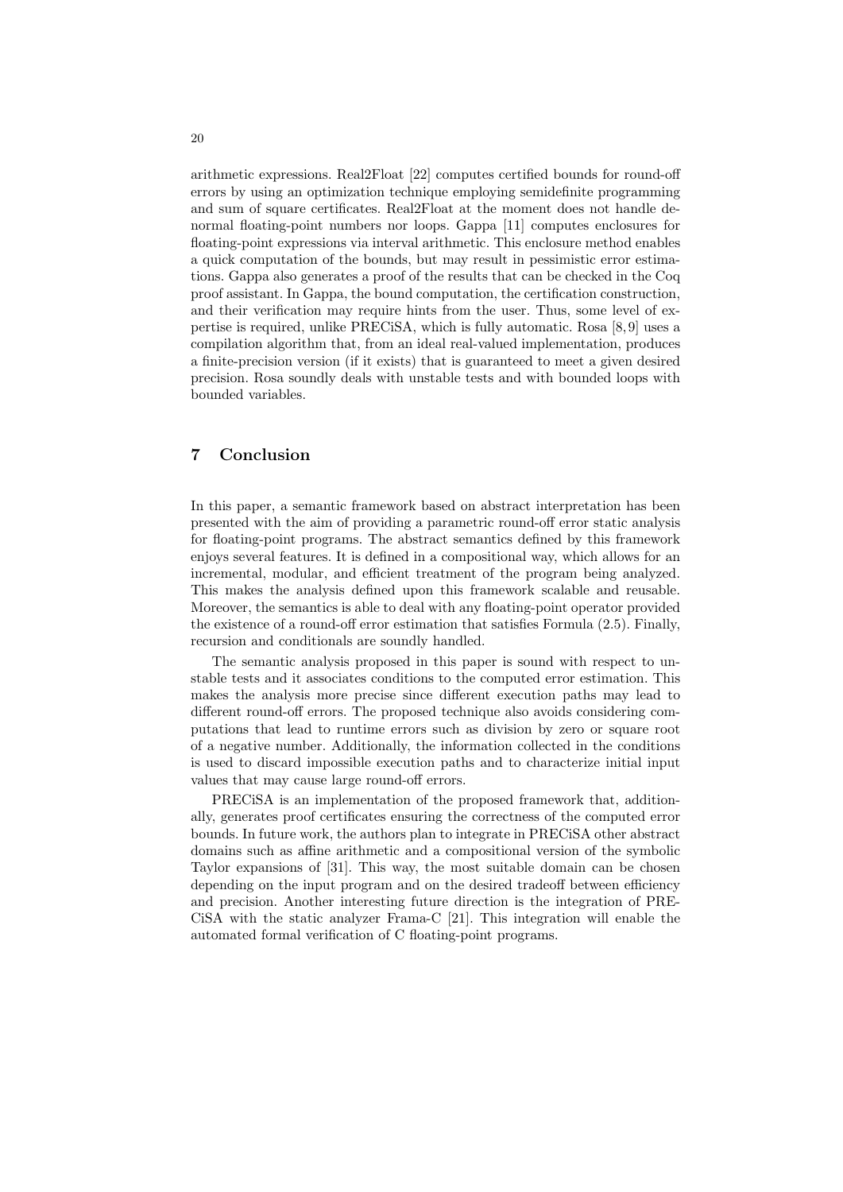arithmetic expressions. Real2Float [22] computes certified bounds for round-off errors by using an optimization technique employing semidefinite programming and sum of square certificates. Real2Float at the moment does not handle denormal floating-point numbers nor loops. Gappa [11] computes enclosures for floating-point expressions via interval arithmetic. This enclosure method enables a quick computation of the bounds, but may result in pessimistic error estimations. Gappa also generates a proof of the results that can be checked in the Coq proof assistant. In Gappa, the bound computation, the certification construction, and their verification may require hints from the user. Thus, some level of expertise is required, unlike PRECiSA, which is fully automatic. Rosa [8, 9] uses a compilation algorithm that, from an ideal real-valued implementation, produces a finite-precision version (if it exists) that is guaranteed to meet a given desired precision. Rosa soundly deals with unstable tests and with bounded loops with bounded variables.

## 7 Conclusion

In this paper, a semantic framework based on abstract interpretation has been presented with the aim of providing a parametric round-off error static analysis for floating-point programs. The abstract semantics defined by this framework enjoys several features. It is defined in a compositional way, which allows for an incremental, modular, and efficient treatment of the program being analyzed. This makes the analysis defined upon this framework scalable and reusable. Moreover, the semantics is able to deal with any floating-point operator provided the existence of a round-off error estimation that satisfies Formula (2.5). Finally, recursion and conditionals are soundly handled.

The semantic analysis proposed in this paper is sound with respect to unstable tests and it associates conditions to the computed error estimation. This makes the analysis more precise since different execution paths may lead to different round-off errors. The proposed technique also avoids considering computations that lead to runtime errors such as division by zero or square root of a negative number. Additionally, the information collected in the conditions is used to discard impossible execution paths and to characterize initial input values that may cause large round-off errors.

PRECiSA is an implementation of the proposed framework that, additionally, generates proof certificates ensuring the correctness of the computed error bounds. In future work, the authors plan to integrate in PRECiSA other abstract domains such as affine arithmetic and a compositional version of the symbolic Taylor expansions of [31]. This way, the most suitable domain can be chosen depending on the input program and on the desired tradeoff between efficiency and precision. Another interesting future direction is the integration of PRECiSA with the static analyzer Frama-C [21]. This integration will enable the automated formal verification of C floating-point programs.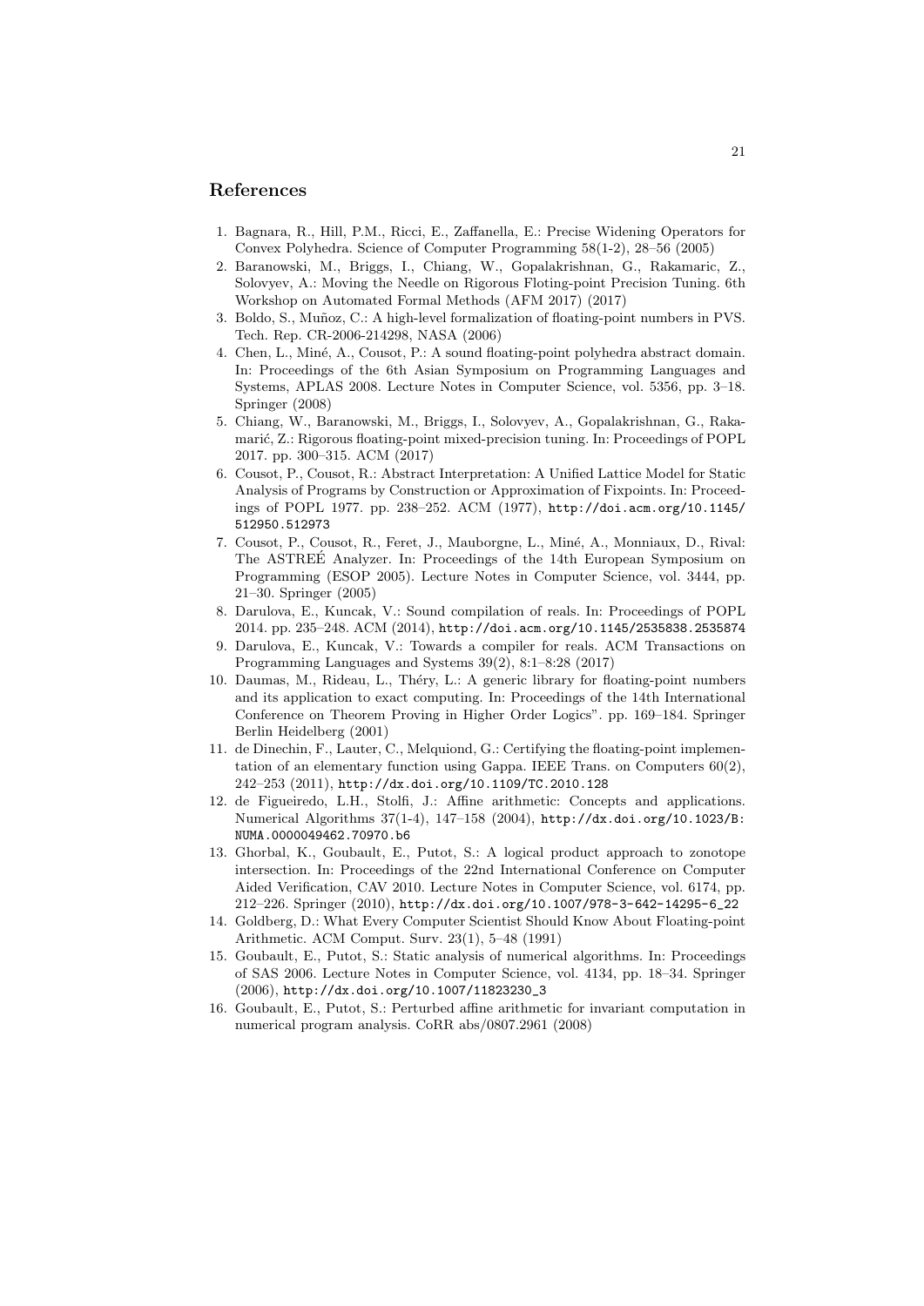## References

1. Bagnara, R., Hill, P.M., Ricci, E., Zaffanella, E.: Precise Widening Operators for Convex Polyhedra. Science of Computer Programming 58(1-2), 28–56 (2005)
2. Baranowski, M., Briggs, I., Chiang, W., Gopalakrishnan, G., Rakamaric, Z., Solovyev, A.: Moving the Needle on Rigorous Floting-point Precision Tuning. 6th Workshop on Automated Formal Methods (AFM 2017) (2017)
3. Boldo, S., Muñoz, C.: A high-level formalization of floating-point numbers in PVS. Tech. Rep. CR-2006-214298, NASA (2006)
4. Chen, L., Miné, A., Cousot, P.: A sound floating-point polyhedra abstract domain. In: Proceedings of the 6th Asian Symposium on Programming Languages and Systems, APLAS 2008. Lecture Notes in Computer Science, vol. 5356, pp. 3–18. Springer (2008)
5. Chiang, W., Baranowski, M., Briggs, I., Solovyev, A., Gopalakrishnan, G., Rakamarić, Z.: Rigorous floating-point mixed-precision tuning. In: Proceedings of POPL 2017. pp. 300–315. ACM (2017)
6. Cousot, P., Cousot, R.: Abstract Interpretation: A Unified Lattice Model for Static Analysis of Programs by Construction or Approximation of Fixpoints. In: Proceedings of POPL 1977. pp. 238–252. ACM (1977), http://doi.acm.org/10.1145/512950.512973
7. Cousot, P., Cousot, R., Feret, J., Mauborgne, L., Miné, A., Monniaux, D., Rival: The ASTREÉ Analyzer. In: Proceedings of the 14th European Symposium on Programming (ESOP 2005). Lecture Notes in Computer Science, vol. 3444, pp. 21–30. Springer (2005)
8. Darulova, E., Kuncak, V.: Sound compilation of reals. In: Proceedings of POPL 2014. pp. 235–248. ACM (2014), http://doi.acm.org/10.1145/2535838.2535874
9. Darulova, E., Kuncak, V.: Towards a compiler for reals. ACM Transactions on Programming Languages and Systems 39(2), 8:1–8:28 (2017)
10. Daumas, M., Rideau, L., Théry, L.: A generic library for floating-point numbers and its application to exact computing. In: Proceedings of the 14th International Conference on Theorem Proving in Higher Order Logics". pp. 169–184. Springer Berlin Heidelberg (2001)
11. de Dinechin, F., Lauter, C., Melquiond, G.: Certifying the floating-point implementation of an elementary function using Gappa. IEEE Trans. on Computers 60(2), 242–253 (2011), http://dx.doi.org/10.1109/TC.2010.128
12. de Figueiredo, L.H., Stolfi, J.: Affine arithmetic: Concepts and applications. Numerical Algorithms 37(1-4), 147–158 (2004), http://dx.doi.org/10.1023/B:NUMA.0000049462.70970.b6
13. Ghorbal, K., Goubault, E., Putot, S.: A logical product approach to zonotope intersection. In: Proceedings of the 22nd International Conference on Computer Aided Verification, CAV 2010. Lecture Notes in Computer Science, vol. 6174, pp. 212–226. Springer (2010), http://dx.doi.org/10.1007/978-3-642-14295-6_22
14. Goldberg, D.: What Every Computer Scientist Should Know About Floating-point Arithmetic. ACM Comput. Surv. 23(1), 5–48 (1991)
15. Goubault, E., Putot, S.: Static analysis of numerical algorithms. In: Proceedings of SAS 2006. Lecture Notes in Computer Science, vol. 4134, pp. 18–34. Springer (2006), http://dx.doi.org/10.1007/11823230_3
16. Goubault, E., Putot, S.: Perturbed affine arithmetic for invariant computation in numerical program analysis. CoRR abs/0807.2961 (2008)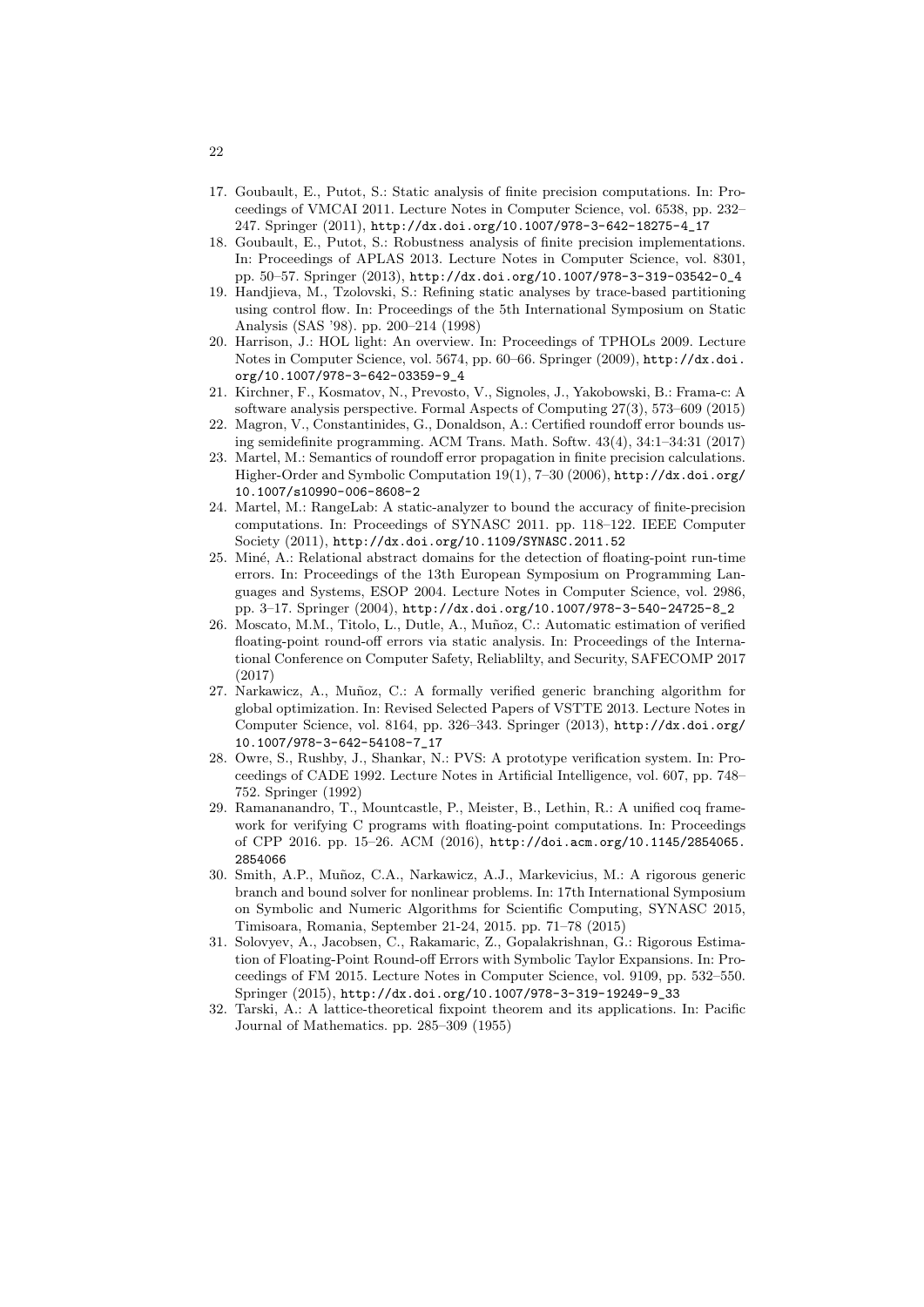17. Goubault, E., Putot, S.: Static analysis of finite precision computations. In: Proceedings of VMCAI 2011. Lecture Notes in Computer Science, vol. 6538, pp. 232–247. Springer (2011), http://dx.doi.org/10.1007/978-3-642-18275-4_17
18. Goubault, E., Putot, S.: Robustness analysis of finite precision implementations. In: Proceedings of APLAS 2013. Lecture Notes in Computer Science, vol. 8301, pp. 50–57. Springer (2013), http://dx.doi.org/10.1007/978-3-319-03542-0_4
19. Handjieva, M., Tzolovski, S.: Refining static analyses by trace-based partitioning using control flow. In: Proceedings of the 5th International Symposium on Static Analysis (SAS '98). pp. 200–214 (1998)
20. Harrison, J.: HOL light: An overview. In: Proceedings of TPHOLs 2009. Lecture Notes in Computer Science, vol. 5674, pp. 60–66. Springer (2009), http://dx.doi.org/10.1007/978-3-642-03359-9_4
21. Kirchner, F., Kosmatov, N., Prevosto, V., Signoles, J., Yakobowski, B.: Frama-c: A software analysis perspective. Formal Aspects of Computing 27(3), 573–609 (2015)
22. Magron, V., Constantinides, G., Donaldson, A.: Certified roundoff error bounds using semidefinite programming. ACM Trans. Math. Softw. 43(4), 34:1–34:31 (2017)
23. Martel, M.: Semantics of roundoff error propagation in finite precision calculations. Higher-Order and Symbolic Computation 19(1), 7–30 (2006), http://dx.doi.org/10.1007/s10990-006-8608-2
24. Martel, M.: RangeLab: A static-analyzer to bound the accuracy of finite-precision computations. In: Proceedings of SYNASC 2011. pp. 118–122. IEEE Computer Society (2011), http://dx.doi.org/10.1109/SYNASC.2011.52
25. Miné, A.: Relational abstract domains for the detection of floating-point run-time errors. In: Proceedings of the 13th European Symposium on Programming Languages and Systems, ESOP 2004. Lecture Notes in Computer Science, vol. 2986, pp. 3–17. Springer (2004), http://dx.doi.org/10.1007/978-3-540-24725-8_2
26. Moscato, M.M., Titolo, L., Dutle, A., Muñoz, C.: Automatic estimation of verified floating-point round-off errors via static analysis. In: Proceedings of the International Conference on Computer Safety, Reliablilty, and Security, SAFECOMP 2017 (2017)
27. Narkawicz, A., Muñoz, C.: A formally verified generic branching algorithm for global optimization. In: Revised Selected Papers of VSTTE 2013. Lecture Notes in Computer Science, vol. 8164, pp. 326–343. Springer (2013), http://dx.doi.org/10.1007/978-3-642-54108-7_17
28. Owre, S., Rushby, J., Shankar, N.: PVS: A prototype verification system. In: Proceedings of CADE 1992. Lecture Notes in Artificial Intelligence, vol. 607, pp. 748–752. Springer (1992)
29. Ramananandro, T., Mountcastle, P., Meister, B., Lethin, R.: A unified coq framework for verifying C programs with floating-point computations. In: Proceedings of CPP 2016. pp. 15–26. ACM (2016), http://doi.acm.org/10.1145/2854065.2854066
30. Smith, A.P., Muñoz, C.A., Narkawicz, A.J., Markevicius, M.: A rigorous generic branch and bound solver for nonlinear problems. In: 17th International Symposium on Symbolic and Numeric Algorithms for Scientific Computing, SYNASC 2015, Timisoara, Romania, September 21-24, 2015. pp. 71–78 (2015)
31. Solovyev, A., Jacobsen, C., Rakamaric, Z., Gopalakrishnan, G.: Rigorous Estimation of Floating-Point Round-off Errors with Symbolic Taylor Expansions. In: Proceedings of FM 2015. Lecture Notes in Computer Science, vol. 9109, pp. 532–550. Springer (2015), http://dx.doi.org/10.1007/978-3-319-19249-9_33
32. Tarski, A.: A lattice-theoretical fixpoint theorem and its applications. In: Pacific Journal of Mathematics. pp. 285–309 (1955)